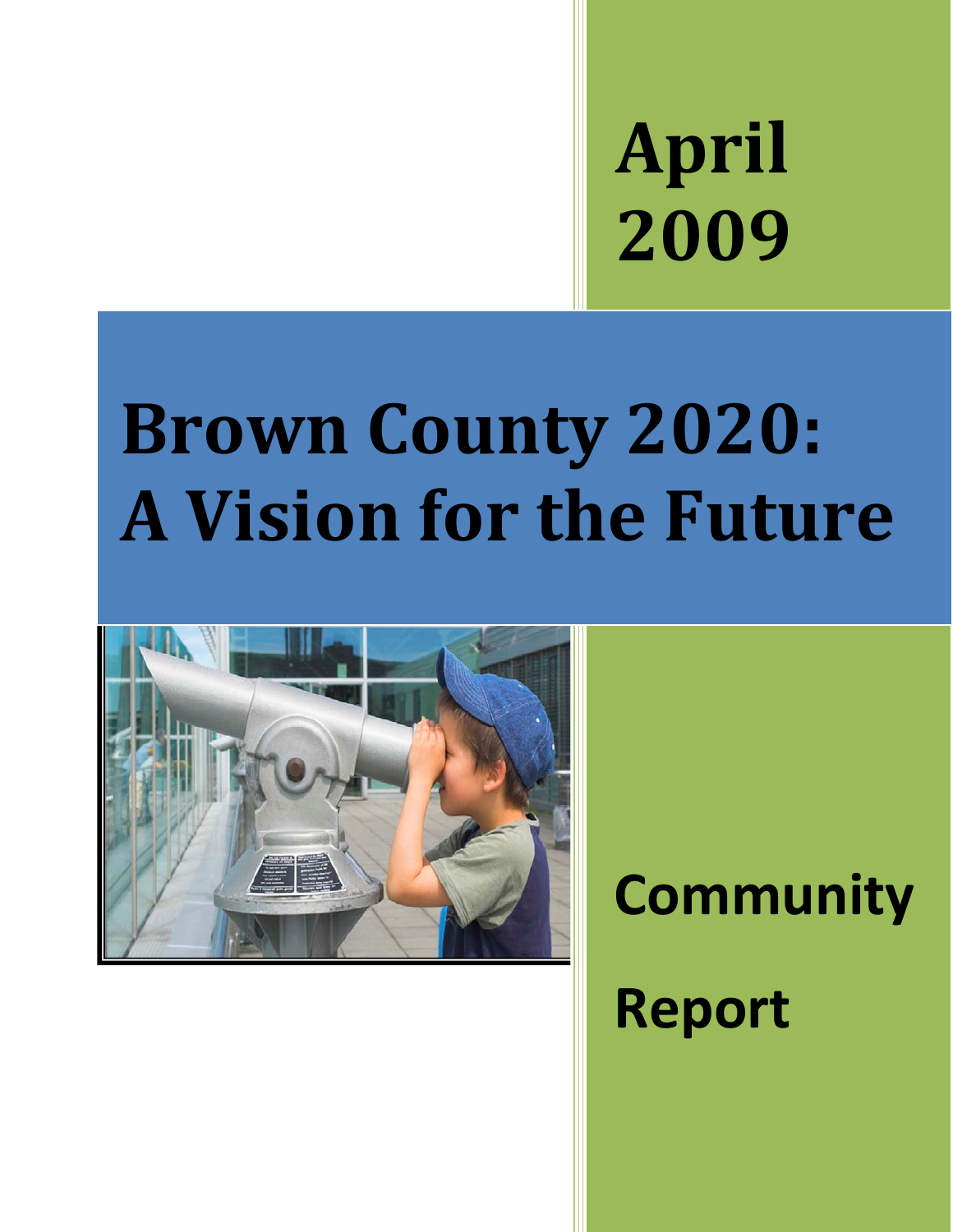April 2009

# Brown County 2020: A Vision for the Future

Community Report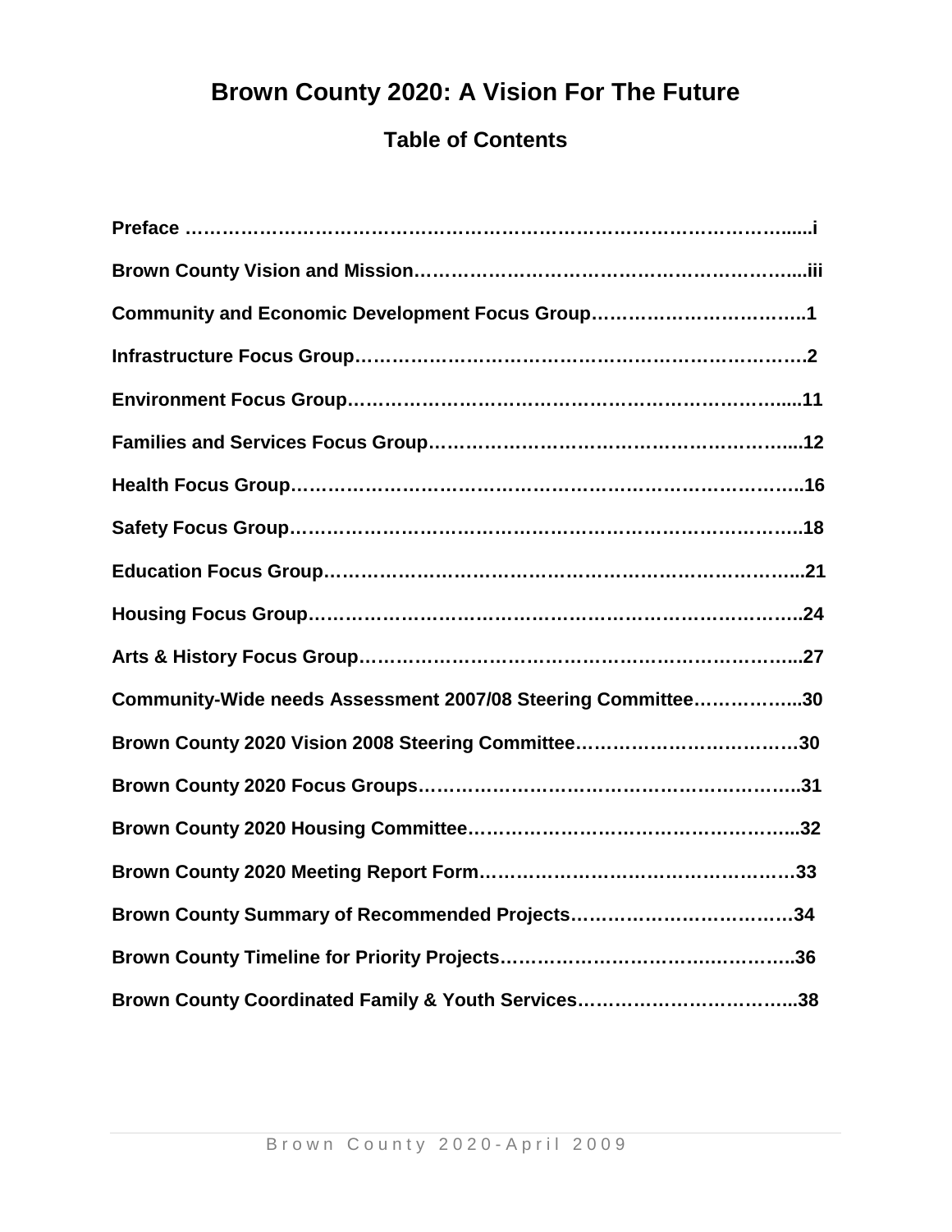# Brown County 2020: A Vision For The Future

## Table of Contents

**Preface** …………………………………………………………………………………......i

**Brown County Vision and Mission**…………………………………………………......iii

**Community and Economic Development Focus Group**……………………………..1

**Infrastructure Focus Group**…………………………………………………………….2

**Environment Focus Group**…………………………………………………………....11

**Families and Services Focus Group**……………………………………………….....12

**Health Focus Group**…………………………………………………………………..16

**Safety Focus Group**…………………………………………………………………..18

**Education Focus Group**……………………………………………………………....21

**Housing Focus Group**………………………………………………………………..24

**Arts & History Focus Group**………………………………………………………...27

**Community-Wide needs Assessment 2007/08 Steering Committee**……………..30

**Brown County 2020 Vision 2008 Steering Committee**……………………………30

**Brown County 2020 Focus Groups**………………………………………………..31

**Brown County 2020 Housing Committee**…………………………………………...32

**Brown County 2020 Meeting Report Form**………………………………………….33

**Brown County Summary of Recommended Projects**………………………………34

**Brown County Timeline for Priority Projects**………………………………………..36

**Brown County Coordinated Family & Youth Services**……………………………..38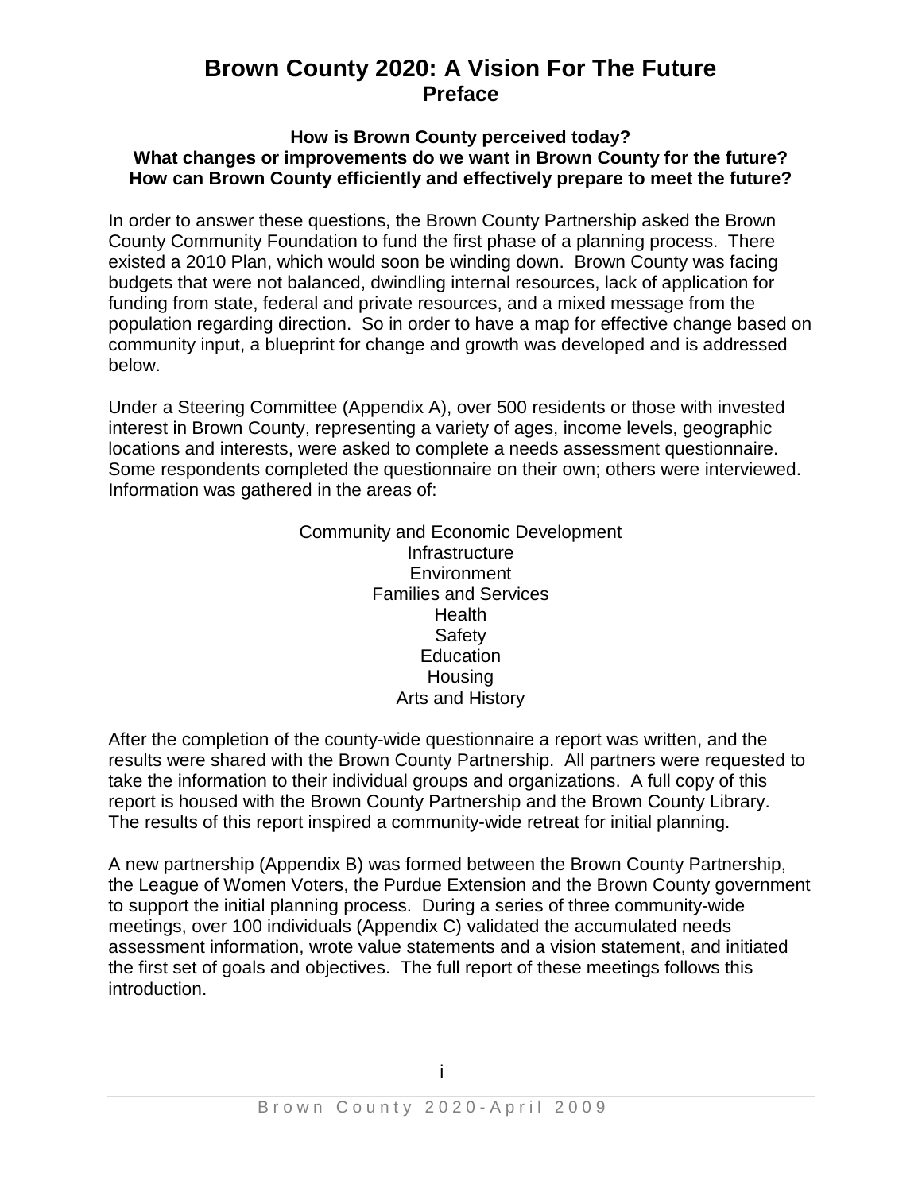# Brown County 2020: A Vision For The Future
## Preface

**How is Brown County perceived today?**
**What changes or improvements do we want in Brown County for the future?**
**How can Brown County efficiently and effectively prepare to meet the future?**

In order to answer these questions, the Brown County Partnership asked the Brown County Community Foundation to fund the first phase of a planning process. There existed a 2010 Plan, which would soon be winding down. Brown County was facing budgets that were not balanced, dwindling internal resources, lack of application for funding from state, federal and private resources, and a mixed message from the population regarding direction. So in order to have a map for effective change based on community input, a blueprint for change and growth was developed and is addressed below.

Under a Steering Committee (Appendix A), over 500 residents or those with invested interest in Brown County, representing a variety of ages, income levels, geographic locations and interests, were asked to complete a needs assessment questionnaire. Some respondents completed the questionnaire on their own; others were interviewed. Information was gathered in the areas of:

Community and Economic Development
Infrastructure
Environment
Families and Services
Health
Safety
Education
Housing
Arts and History

After the completion of the county-wide questionnaire a report was written, and the results were shared with the Brown County Partnership. All partners were requested to take the information to their individual groups and organizations. A full copy of this report is housed with the Brown County Partnership and the Brown County Library. The results of this report inspired a community-wide retreat for initial planning.

A new partnership (Appendix B) was formed between the Brown County Partnership, the League of Women Voters, the Purdue Extension and the Brown County government to support the initial planning process. During a series of three community-wide meetings, over 100 individuals (Appendix C) validated the accumulated needs assessment information, wrote value statements and a vision statement, and initiated the first set of goals and objectives. The full report of these meetings follows this introduction.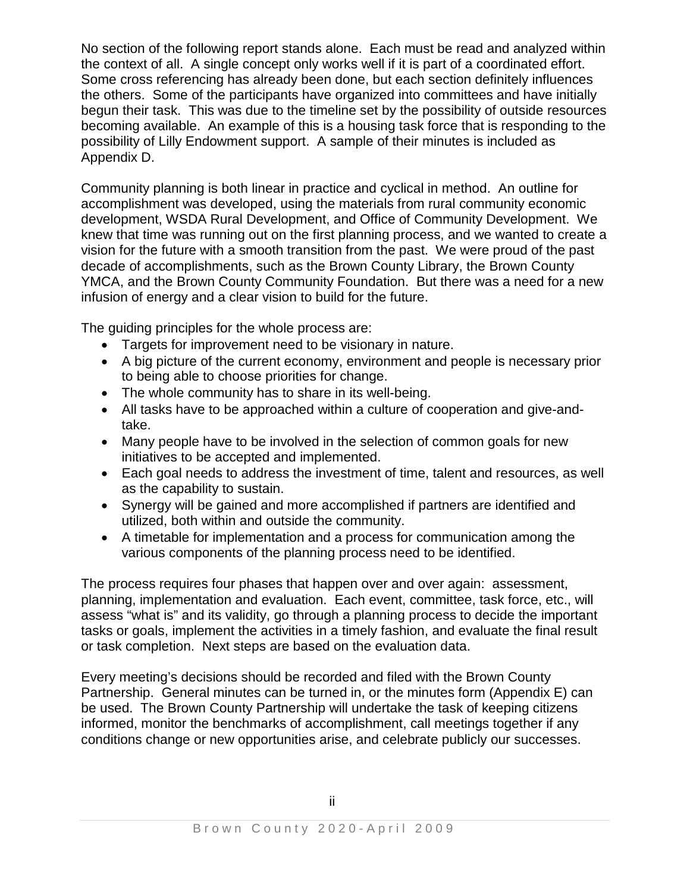No section of the following report stands alone. Each must be read and analyzed within the context of all. A single concept only works well if it is part of a coordinated effort. Some cross referencing has already been done, but each section definitely influences the others. Some of the participants have organized into committees and have initially begun their task. This was due to the timeline set by the possibility of outside resources becoming available. An example of this is a housing task force that is responding to the possibility of Lilly Endowment support. A sample of their minutes is included as Appendix D.

Community planning is both linear in practice and cyclical in method. An outline for accomplishment was developed, using the materials from rural community economic development, WSDA Rural Development, and Office of Community Development. We knew that time was running out on the first planning process, and we wanted to create a vision for the future with a smooth transition from the past. We were proud of the past decade of accomplishments, such as the Brown County Library, the Brown County YMCA, and the Brown County Community Foundation. But there was a need for a new infusion of energy and a clear vision to build for the future.

The guiding principles for the whole process are:

- Targets for improvement need to be visionary in nature.
- A big picture of the current economy, environment and people is necessary prior to being able to choose priorities for change.
- The whole community has to share in its well-being.
- All tasks have to be approached within a culture of cooperation and give-and-take.
- Many people have to be involved in the selection of common goals for new initiatives to be accepted and implemented.
- Each goal needs to address the investment of time, talent and resources, as well as the capability to sustain.
- Synergy will be gained and more accomplished if partners are identified and utilized, both within and outside the community.
- A timetable for implementation and a process for communication among the various components of the planning process need to be identified.

The process requires four phases that happen over and over again: assessment, planning, implementation and evaluation. Each event, committee, task force, etc., will assess "what is" and its validity, go through a planning process to decide the important tasks or goals, implement the activities in a timely fashion, and evaluate the final result or task completion. Next steps are based on the evaluation data.

Every meeting's decisions should be recorded and filed with the Brown County Partnership. General minutes can be turned in, or the minutes form (Appendix E) can be used. The Brown County Partnership will undertake the task of keeping citizens informed, monitor the benchmarks of accomplishment, call meetings together if any conditions change or new opportunities arise, and celebrate publicly our successes.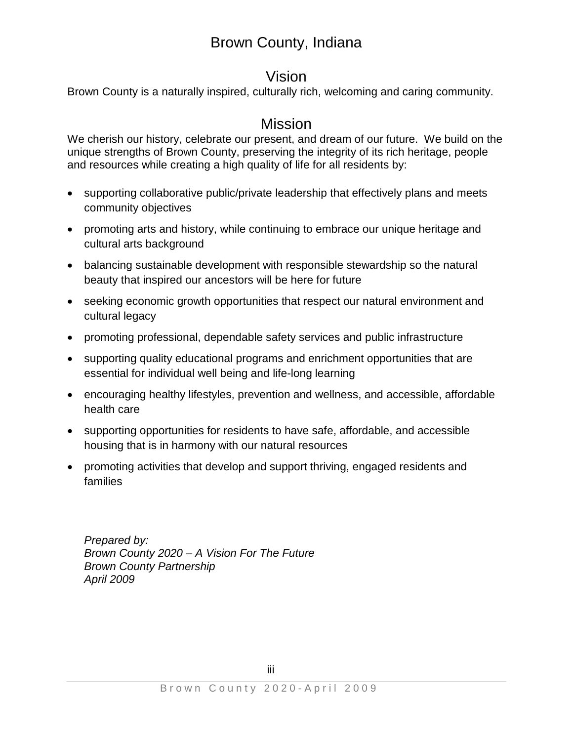# Brown County, Indiana

## Vision

Brown County is a naturally inspired, culturally rich, welcoming and caring community.

## Mission

We cherish our history, celebrate our present, and dream of our future. We build on the unique strengths of Brown County, preserving the integrity of its rich heritage, people and resources while creating a high quality of life for all residents by:

- supporting collaborative public/private leadership that effectively plans and meets community objectives
- promoting arts and history, while continuing to embrace our unique heritage and cultural arts background
- balancing sustainable development with responsible stewardship so the natural beauty that inspired our ancestors will be here for future
- seeking economic growth opportunities that respect our natural environment and cultural legacy
- promoting professional, dependable safety services and public infrastructure
- supporting quality educational programs and enrichment opportunities that are essential for individual well being and life-long learning
- encouraging healthy lifestyles, prevention and wellness, and accessible, affordable health care
- supporting opportunities for residents to have safe, affordable, and accessible housing that is in harmony with our natural resources
- promoting activities that develop and support thriving, engaged residents and families

*Prepared by:*
*Brown County 2020 – A Vision For The Future*
*Brown County Partnership*
*April 2009*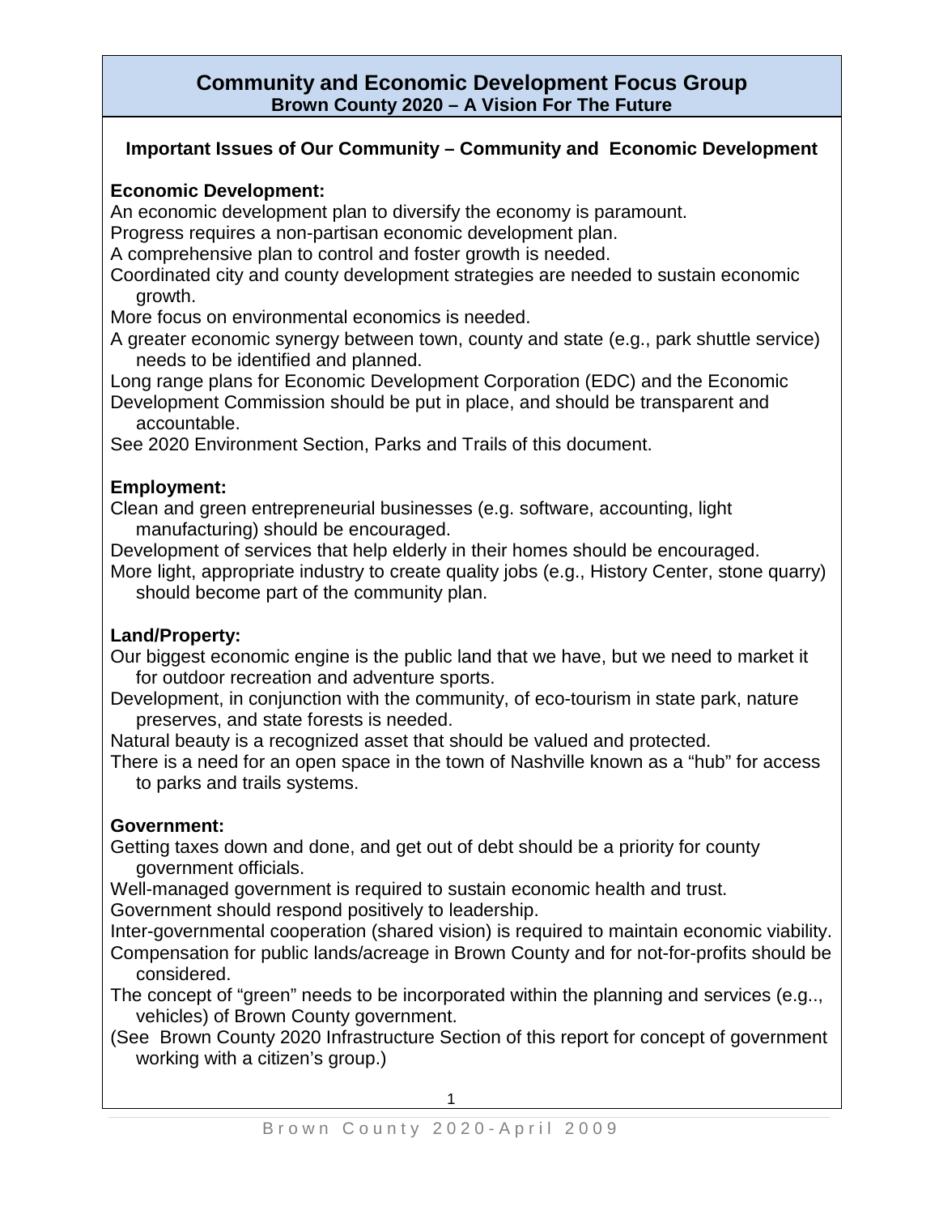## Community and Economic Development Focus Group

**Brown County 2020 – A Vision For The Future**

### Important Issues of Our Community – Community and Economic Development

**Economic Development:**

An economic development plan to diversify the economy is paramount.

Progress requires a non-partisan economic development plan.

A comprehensive plan to control and foster growth is needed.

Coordinated city and county development strategies are needed to sustain economic growth.

More focus on environmental economics is needed.

A greater economic synergy between town, county and state (e.g., park shuttle service) needs to be identified and planned.

Long range plans for Economic Development Corporation (EDC) and the Economic Development Commission should be put in place, and should be transparent and accountable.

See 2020 Environment Section, Parks and Trails of this document.

**Employment:**

Clean and green entrepreneurial businesses (e.g. software, accounting, light manufacturing) should be encouraged.

Development of services that help elderly in their homes should be encouraged.

More light, appropriate industry to create quality jobs (e.g., History Center, stone quarry) should become part of the community plan.

**Land/Property:**

Our biggest economic engine is the public land that we have, but we need to market it for outdoor recreation and adventure sports.

Development, in conjunction with the community, of eco-tourism in state park, nature preserves, and state forests is needed.

Natural beauty is a recognized asset that should be valued and protected.

There is a need for an open space in the town of Nashville known as a "hub" for access to parks and trails systems.

**Government:**

Getting taxes down and done, and get out of debt should be a priority for county government officials.

Well-managed government is required to sustain economic health and trust.

Government should respond positively to leadership.

Inter-governmental cooperation (shared vision) is required to maintain economic viability.

Compensation for public lands/acreage in Brown County and for not-for-profits should be considered.

The concept of "green" needs to be incorporated within the planning and services (e.g.., vehicles) of Brown County government.

(See Brown County 2020 Infrastructure Section of this report for concept of government working with a citizen's group.)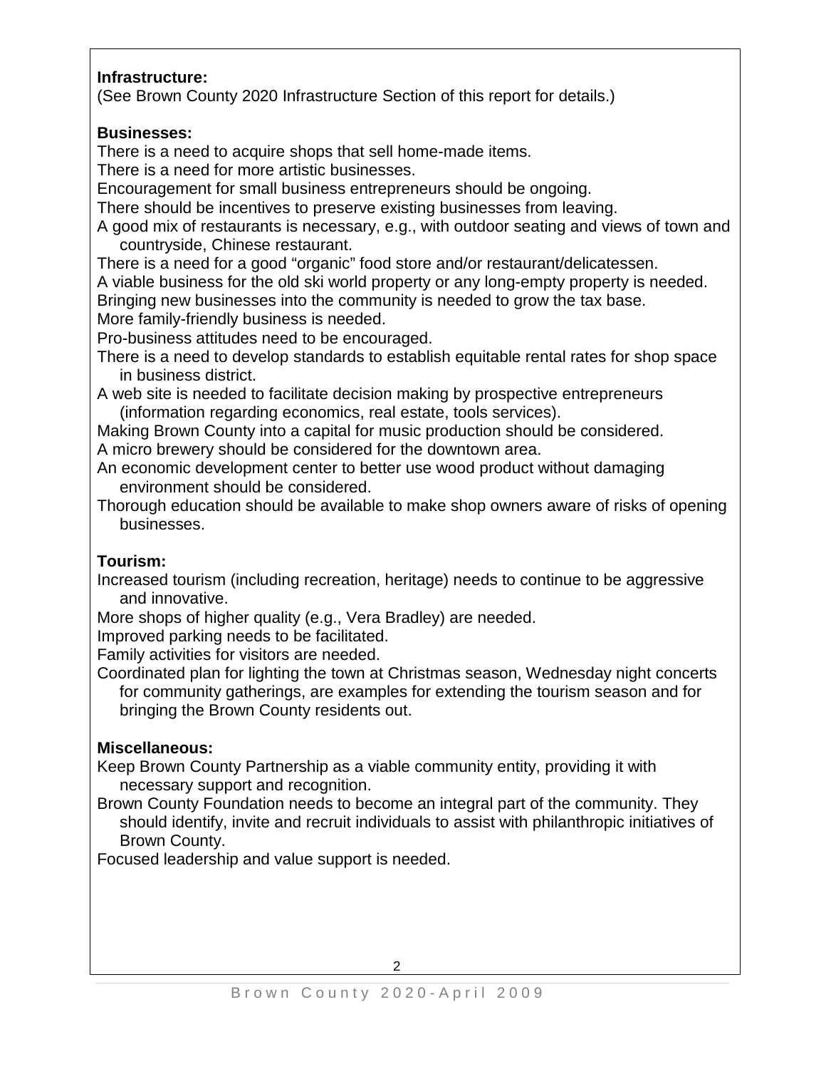**Infrastructure:**

(See Brown County 2020 Infrastructure Section of this report for details.)

**Businesses:**

There is a need to acquire shops that sell home-made items.
There is a need for more artistic businesses.
Encouragement for small business entrepreneurs should be ongoing.
There should be incentives to preserve existing businesses from leaving.
A good mix of restaurants is necessary, e.g., with outdoor seating and views of town and countryside, Chinese restaurant.
There is a need for a good "organic" food store and/or restaurant/delicatessen.
A viable business for the old ski world property or any long-empty property is needed.
Bringing new businesses into the community is needed to grow the tax base.
More family-friendly business is needed.
Pro-business attitudes need to be encouraged.
There is a need to develop standards to establish equitable rental rates for shop space in business district.
A web site is needed to facilitate decision making by prospective entrepreneurs (information regarding economics, real estate, tools services).
Making Brown County into a capital for music production should be considered.
A micro brewery should be considered for the downtown area.
An economic development center to better use wood product without damaging environment should be considered.
Thorough education should be available to make shop owners aware of risks of opening businesses.

**Tourism:**

Increased tourism (including recreation, heritage) needs to continue to be aggressive and innovative.
More shops of higher quality (e.g., Vera Bradley) are needed.
Improved parking needs to be facilitated.
Family activities for visitors are needed.
Coordinated plan for lighting the town at Christmas season, Wednesday night concerts for community gatherings, are examples for extending the tourism season and for bringing the Brown County residents out.

**Miscellaneous:**

Keep Brown County Partnership as a viable community entity, providing it with necessary support and recognition.
Brown County Foundation needs to become an integral part of the community. They should identify, invite and recruit individuals to assist with philanthropic initiatives of Brown County.
Focused leadership and value support is needed.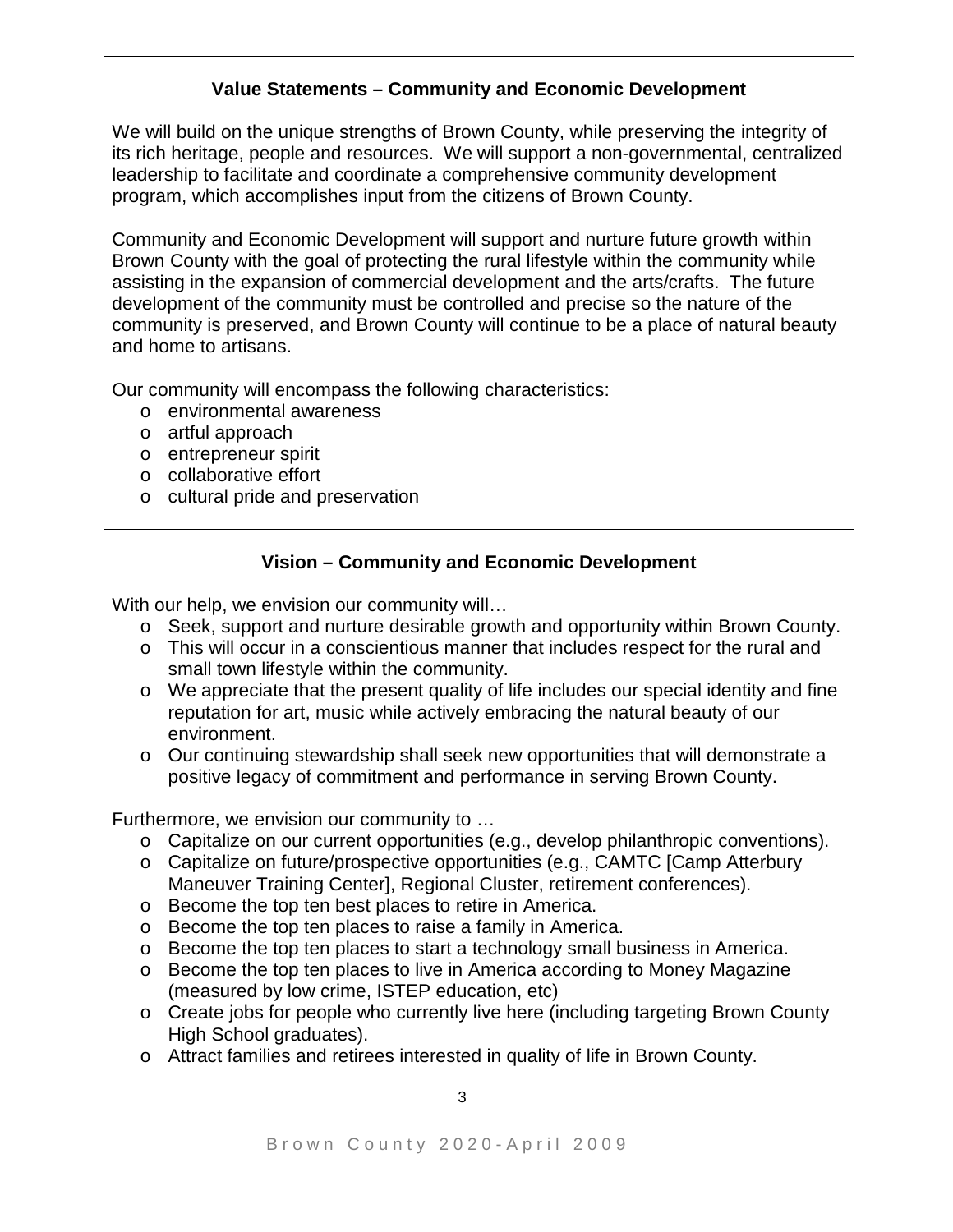### Value Statements – Community and Economic Development

We will build on the unique strengths of Brown County, while preserving the integrity of its rich heritage, people and resources. We will support a non-governmental, centralized leadership to facilitate and coordinate a comprehensive community development program, which accomplishes input from the citizens of Brown County.

Community and Economic Development will support and nurture future growth within Brown County with the goal of protecting the rural lifestyle within the community while assisting in the expansion of commercial development and the arts/crafts. The future development of the community must be controlled and precise so the nature of the community is preserved, and Brown County will continue to be a place of natural beauty and home to artisans.

Our community will encompass the following characteristics:

- environmental awareness
- artful approach
- entrepreneur spirit
- collaborative effort
- cultural pride and preservation

### Vision – Community and Economic Development

With our help, we envision our community will…

- Seek, support and nurture desirable growth and opportunity within Brown County.
- This will occur in a conscientious manner that includes respect for the rural and small town lifestyle within the community.
- We appreciate that the present quality of life includes our special identity and fine reputation for art, music while actively embracing the natural beauty of our environment.
- Our continuing stewardship shall seek new opportunities that will demonstrate a positive legacy of commitment and performance in serving Brown County.

Furthermore, we envision our community to …

- Capitalize on our current opportunities (e.g., develop philanthropic conventions).
- Capitalize on future/prospective opportunities (e.g., CAMTC [Camp Atterbury Maneuver Training Center], Regional Cluster, retirement conferences).
- Become the top ten best places to retire in America.
- Become the top ten places to raise a family in America.
- Become the top ten places to start a technology small business in America.
- Become the top ten places to live in America according to Money Magazine (measured by low crime, ISTEP education, etc)
- Create jobs for people who currently live here (including targeting Brown County High School graduates).
- Attract families and retirees interested in quality of life in Brown County.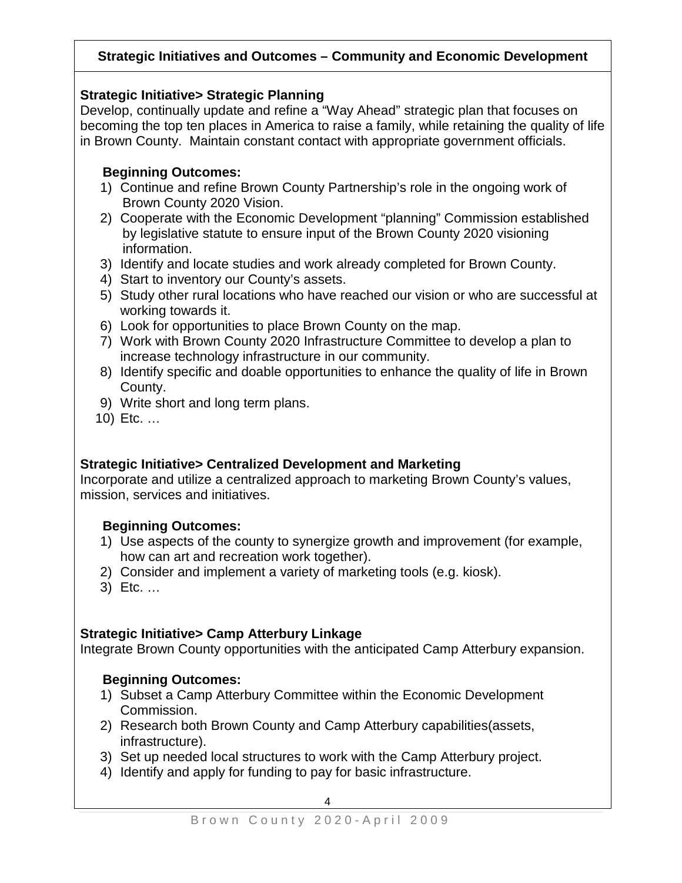## Strategic Initiatives and Outcomes – Community and Economic Development

### Strategic Initiative> Strategic Planning

Develop, continually update and refine a "Way Ahead" strategic plan that focuses on becoming the top ten places in America to raise a family, while retaining the quality of life in Brown County. Maintain constant contact with appropriate government officials.

**Beginning Outcomes:**

1) Continue and refine Brown County Partnership's role in the ongoing work of Brown County 2020 Vision.
2) Cooperate with the Economic Development "planning" Commission established by legislative statute to ensure input of the Brown County 2020 visioning information.
3) Identify and locate studies and work already completed for Brown County.
4) Start to inventory our County's assets.
5) Study other rural locations who have reached our vision or who are successful at working towards it.
6) Look for opportunities to place Brown County on the map.
7) Work with Brown County 2020 Infrastructure Committee to develop a plan to increase technology infrastructure in our community.
8) Identify specific and doable opportunities to enhance the quality of life in Brown County.
9) Write short and long term plans.
10) Etc. …

### Strategic Initiative> Centralized Development and Marketing

Incorporate and utilize a centralized approach to marketing Brown County's values, mission, services and initiatives.

**Beginning Outcomes:**

1) Use aspects of the county to synergize growth and improvement (for example, how can art and recreation work together).
2) Consider and implement a variety of marketing tools (e.g. kiosk).
3) Etc. …

### Strategic Initiative> Camp Atterbury Linkage

Integrate Brown County opportunities with the anticipated Camp Atterbury expansion.

**Beginning Outcomes:**

1) Subset a Camp Atterbury Committee within the Economic Development Commission.
2) Research both Brown County and Camp Atterbury capabilities(assets, infrastructure).
3) Set up needed local structures to work with the Camp Atterbury project.
4) Identify and apply for funding to pay for basic infrastructure.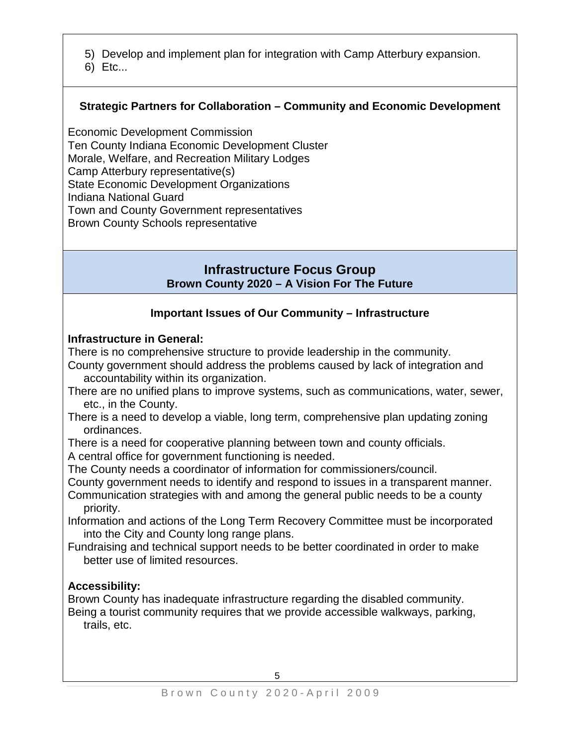5) Develop and implement plan for integration with Camp Atterbury expansion.
6) Etc...

### Strategic Partners for Collaboration – Community and Economic Development

Economic Development Commission
Ten County Indiana Economic Development Cluster
Morale, Welfare, and Recreation Military Lodges
Camp Atterbury representative(s)
State Economic Development Organizations
Indiana National Guard
Town and County Government representatives
Brown County Schools representative

## Infrastructure Focus Group

**Brown County 2020 – A Vision For The Future**

### Important Issues of Our Community – Infrastructure

**Infrastructure in General:**

There is no comprehensive structure to provide leadership in the community.
County government should address the problems caused by lack of integration and accountability within its organization.
There are no unified plans to improve systems, such as communications, water, sewer, etc., in the County.
There is a need to develop a viable, long term, comprehensive plan updating zoning ordinances.
There is a need for cooperative planning between town and county officials.
A central office for government functioning is needed.
The County needs a coordinator of information for commissioners/council.
County government needs to identify and respond to issues in a transparent manner.
Communication strategies with and among the general public needs to be a county priority.
Information and actions of the Long Term Recovery Committee must be incorporated into the City and County long range plans.
Fundraising and technical support needs to be better coordinated in order to make better use of limited resources.

**Accessibility:**

Brown County has inadequate infrastructure regarding the disabled community.
Being a tourist community requires that we provide accessible walkways, parking, trails, etc.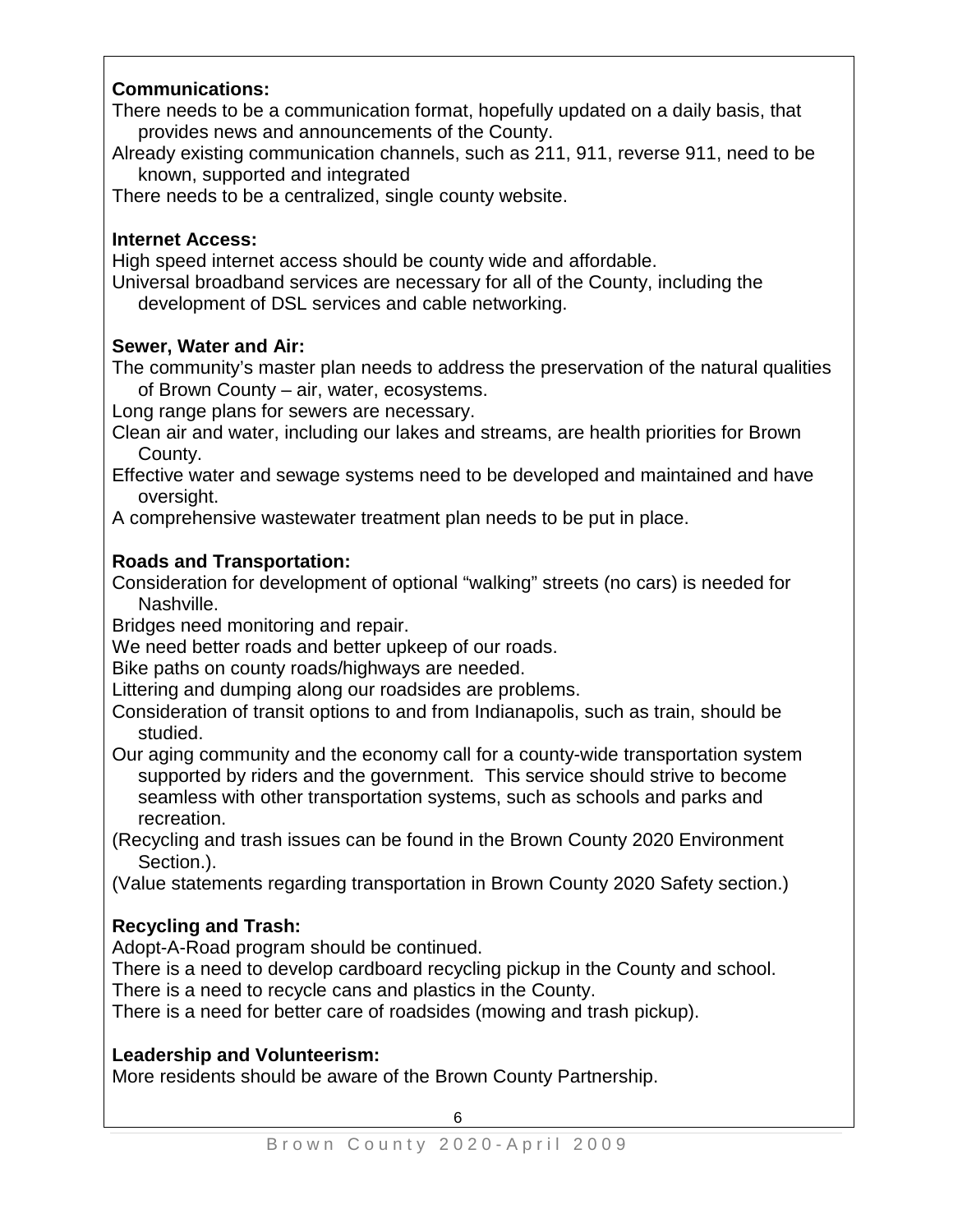**Communications:**

There needs to be a communication format, hopefully updated on a daily basis, that provides news and announcements of the County.

Already existing communication channels, such as 211, 911, reverse 911, need to be known, supported and integrated

There needs to be a centralized, single county website.

**Internet Access:**

High speed internet access should be county wide and affordable.

Universal broadband services are necessary for all of the County, including the development of DSL services and cable networking.

**Sewer, Water and Air:**

The community's master plan needs to address the preservation of the natural qualities of Brown County – air, water, ecosystems.

Long range plans for sewers are necessary.

Clean air and water, including our lakes and streams, are health priorities for Brown County.

Effective water and sewage systems need to be developed and maintained and have oversight.

A comprehensive wastewater treatment plan needs to be put in place.

**Roads and Transportation:**

Consideration for development of optional "walking" streets (no cars) is needed for Nashville.

Bridges need monitoring and repair.

We need better roads and better upkeep of our roads.

Bike paths on county roads/highways are needed.

Littering and dumping along our roadsides are problems.

Consideration of transit options to and from Indianapolis, such as train, should be studied.

Our aging community and the economy call for a county-wide transportation system supported by riders and the government. This service should strive to become seamless with other transportation systems, such as schools and parks and recreation.

(Recycling and trash issues can be found in the Brown County 2020 Environment Section.).

(Value statements regarding transportation in Brown County 2020 Safety section.)

**Recycling and Trash:**

Adopt-A-Road program should be continued.

There is a need to develop cardboard recycling pickup in the County and school.

There is a need to recycle cans and plastics in the County.

There is a need for better care of roadsides (mowing and trash pickup).

**Leadership and Volunteerism:**

More residents should be aware of the Brown County Partnership.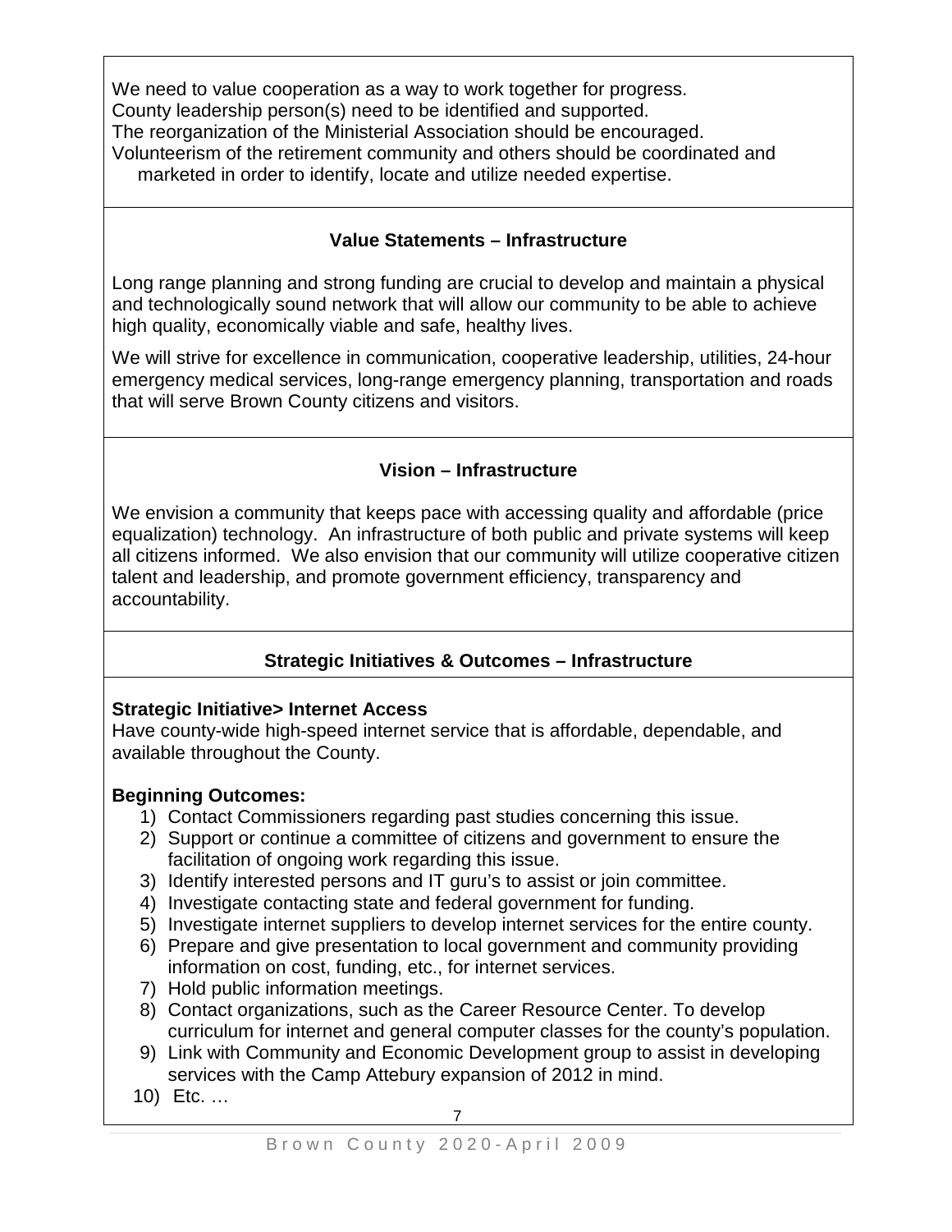We need to value cooperation as a way to work together for progress.
County leadership person(s) need to be identified and supported.
The reorganization of the Ministerial Association should be encouraged.
Volunteerism of the retirement community and others should be coordinated and marketed in order to identify, locate and utilize needed expertise.

### Value Statements – Infrastructure

Long range planning and strong funding are crucial to develop and maintain a physical and technologically sound network that will allow our community to be able to achieve high quality, economically viable and safe, healthy lives.

We will strive for excellence in communication, cooperative leadership, utilities, 24-hour emergency medical services, long-range emergency planning, transportation and roads that will serve Brown County citizens and visitors.

### Vision – Infrastructure

We envision a community that keeps pace with accessing quality and affordable (price equalization) technology. An infrastructure of both public and private systems will keep all citizens informed. We also envision that our community will utilize cooperative citizen talent and leadership, and promote government efficiency, transparency and accountability.

### Strategic Initiatives & Outcomes – Infrastructure

**Strategic Initiative> Internet Access**
Have county-wide high-speed internet service that is affordable, dependable, and available throughout the County.

**Beginning Outcomes:**

1) Contact Commissioners regarding past studies concerning this issue.
2) Support or continue a committee of citizens and government to ensure the facilitation of ongoing work regarding this issue.
3) Identify interested persons and IT guru's to assist or join committee.
4) Investigate contacting state and federal government for funding.
5) Investigate internet suppliers to develop internet services for the entire county.
6) Prepare and give presentation to local government and community providing information on cost, funding, etc., for internet services.
7) Hold public information meetings.
8) Contact organizations, such as the Career Resource Center. To develop curriculum for internet and general computer classes for the county's population.
9) Link with Community and Economic Development group to assist in developing services with the Camp Attebury expansion of 2012 in mind.
10) Etc. …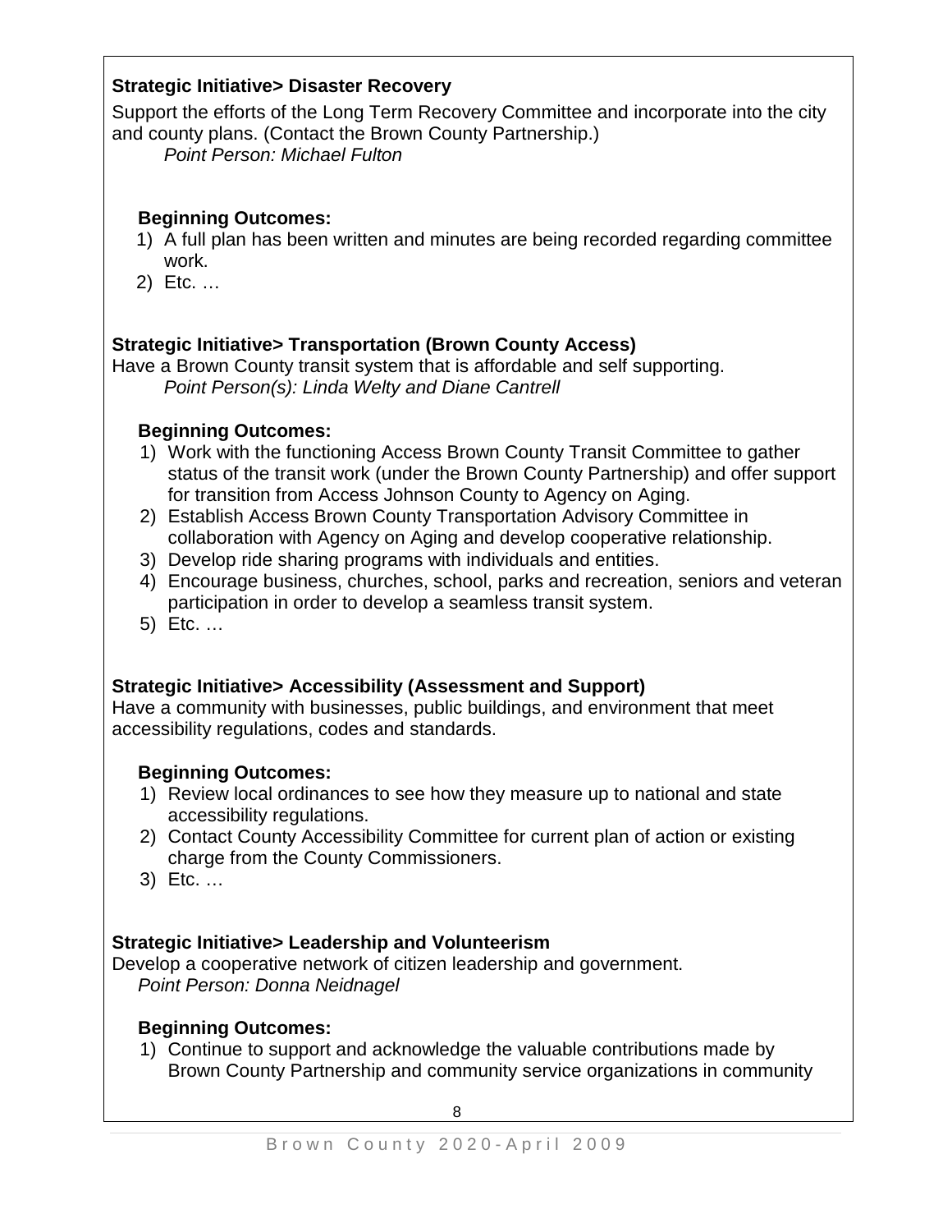**Strategic Initiative> Disaster Recovery**

Support the efforts of the Long Term Recovery Committee and incorporate into the city and county plans. (Contact the Brown County Partnership.)

*Point Person: Michael Fulton*

**Beginning Outcomes:**

1) A full plan has been written and minutes are being recorded regarding committee work.
2) Etc. …

**Strategic Initiative> Transportation (Brown County Access)**

Have a Brown County transit system that is affordable and self supporting.

*Point Person(s): Linda Welty and Diane Cantrell*

**Beginning Outcomes:**

1) Work with the functioning Access Brown County Transit Committee to gather status of the transit work (under the Brown County Partnership) and offer support for transition from Access Johnson County to Agency on Aging.
2) Establish Access Brown County Transportation Advisory Committee in collaboration with Agency on Aging and develop cooperative relationship.
3) Develop ride sharing programs with individuals and entities.
4) Encourage business, churches, school, parks and recreation, seniors and veteran participation in order to develop a seamless transit system.
5) Etc. …

**Strategic Initiative> Accessibility (Assessment and Support)**

Have a community with businesses, public buildings, and environment that meet accessibility regulations, codes and standards.

**Beginning Outcomes:**

1) Review local ordinances to see how they measure up to national and state accessibility regulations.
2) Contact County Accessibility Committee for current plan of action or existing charge from the County Commissioners.
3) Etc. …

**Strategic Initiative> Leadership and Volunteerism**

Develop a cooperative network of citizen leadership and government.

*Point Person: Donna Neidnagel*

**Beginning Outcomes:**

1) Continue to support and acknowledge the valuable contributions made by Brown County Partnership and community service organizations in community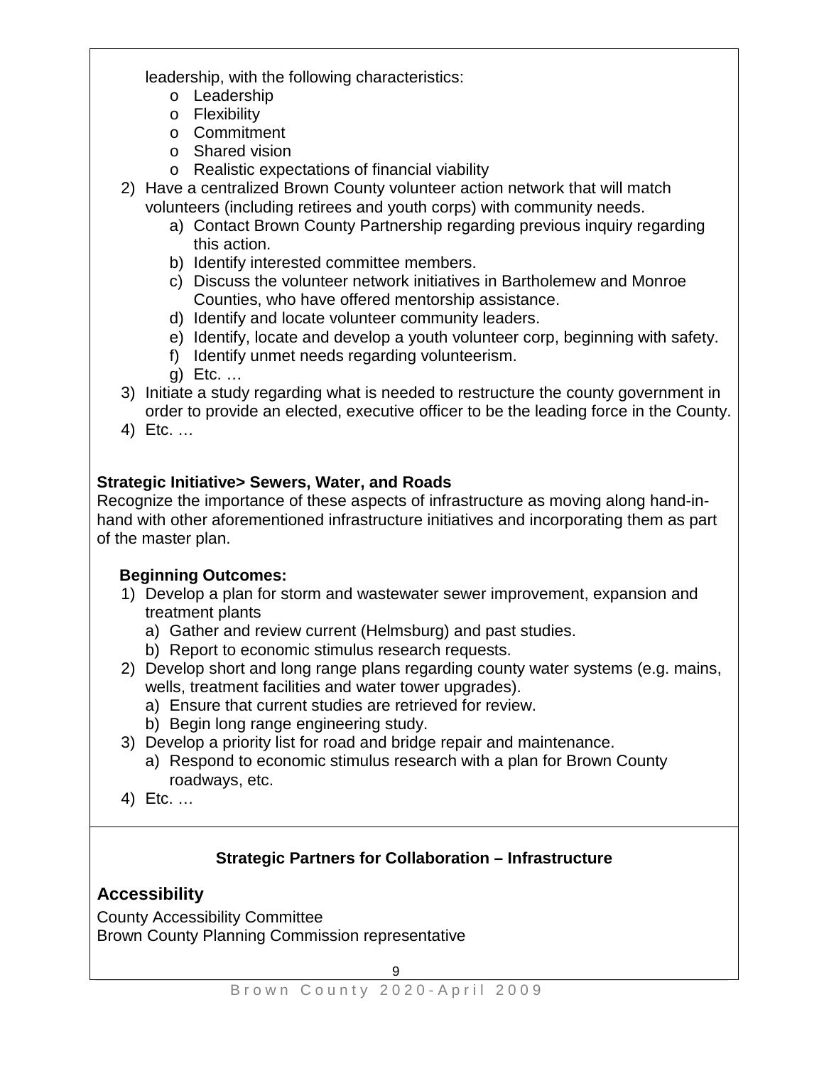leadership, with the following characteristics:

- Leadership
- Flexibility
- Commitment
- Shared vision
- Realistic expectations of financial viability

2) Have a centralized Brown County volunteer action network that will match volunteers (including retirees and youth corps) with community needs.
   a) Contact Brown County Partnership regarding previous inquiry regarding this action.
   b) Identify interested committee members.
   c) Discuss the volunteer network initiatives in Bartholemew and Monroe Counties, who have offered mentorship assistance.
   d) Identify and locate volunteer community leaders.
   e) Identify, locate and develop a youth volunteer corp, beginning with safety.
   f) Identify unmet needs regarding volunteerism.
   g) Etc. …
3) Initiate a study regarding what is needed to restructure the county government in order to provide an elected, executive officer to be the leading force in the County.
4) Etc. …

**Strategic Initiative> Sewers, Water, and Roads**

Recognize the importance of these aspects of infrastructure as moving along hand-in-hand with other aforementioned infrastructure initiatives and incorporating them as part of the master plan.

**Beginning Outcomes:**

1) Develop a plan for storm and wastewater sewer improvement, expansion and treatment plants
   a) Gather and review current (Helmsburg) and past studies.
   b) Report to economic stimulus research requests.
2) Develop short and long range plans regarding county water systems (e.g. mains, wells, treatment facilities and water tower upgrades).
   a) Ensure that current studies are retrieved for review.
   b) Begin long range engineering study.
3) Develop a priority list for road and bridge repair and maintenance.
   a) Respond to economic stimulus research with a plan for Brown County roadways, etc.
4) Etc. …

**Strategic Partners for Collaboration – Infrastructure**

## Accessibility

County Accessibility Committee
Brown County Planning Commission representative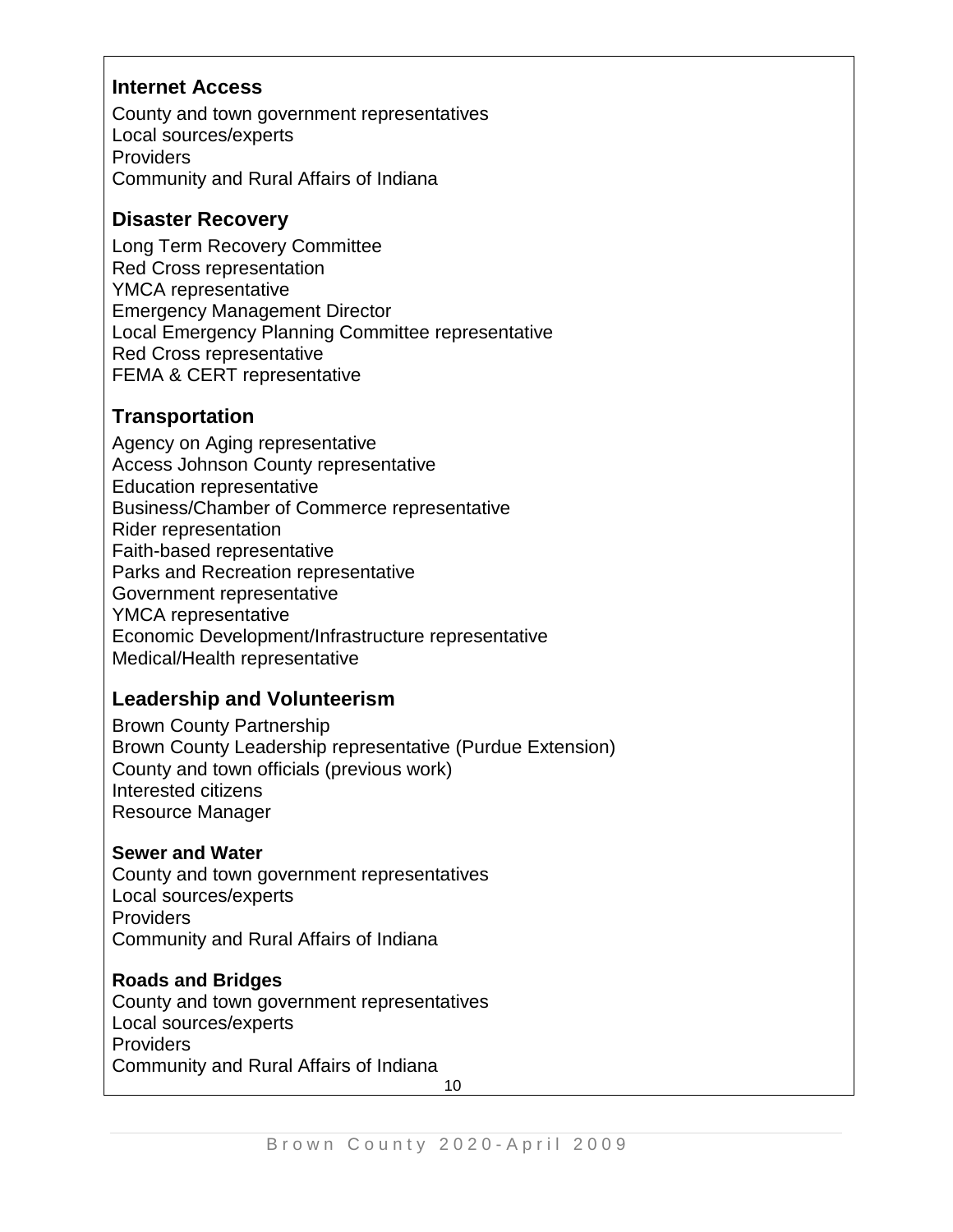### Internet Access

County and town government representatives
Local sources/experts
Providers
Community and Rural Affairs of Indiana

### Disaster Recovery

Long Term Recovery Committee
Red Cross representation
YMCA representative
Emergency Management Director
Local Emergency Planning Committee representative
Red Cross representative
FEMA & CERT representative

### Transportation

Agency on Aging representative
Access Johnson County representative
Education representative
Business/Chamber of Commerce representative
Rider representation
Faith-based representative
Parks and Recreation representative
Government representative
YMCA representative
Economic Development/Infrastructure representative
Medical/Health representative

### Leadership and Volunteerism

Brown County Partnership
Brown County Leadership representative (Purdue Extension)
County and town officials (previous work)
Interested citizens
Resource Manager

**Sewer and Water**
County and town government representatives
Local sources/experts
Providers
Community and Rural Affairs of Indiana

**Roads and Bridges**
County and town government representatives
Local sources/experts
Providers
Community and Rural Affairs of Indiana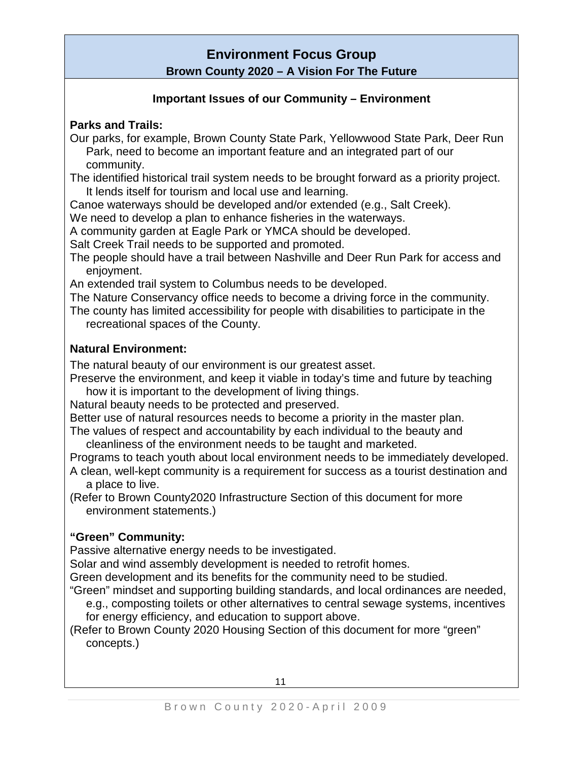# Environment Focus Group

**Brown County 2020 – A Vision For The Future**

## Important Issues of our Community – Environment

### Parks and Trails:

Our parks, for example, Brown County State Park, Yellowwood State Park, Deer Run Park, need to become an important feature and an integrated part of our community.

The identified historical trail system needs to be brought forward as a priority project. It lends itself for tourism and local use and learning.

Canoe waterways should be developed and/or extended (e.g., Salt Creek).

We need to develop a plan to enhance fisheries in the waterways.

A community garden at Eagle Park or YMCA should be developed.

Salt Creek Trail needs to be supported and promoted.

The people should have a trail between Nashville and Deer Run Park for access and enjoyment.

An extended trail system to Columbus needs to be developed.

The Nature Conservancy office needs to become a driving force in the community.

The county has limited accessibility for people with disabilities to participate in the recreational spaces of the County.

### Natural Environment:

The natural beauty of our environment is our greatest asset.

Preserve the environment, and keep it viable in today's time and future by teaching how it is important to the development of living things.

Natural beauty needs to be protected and preserved.

Better use of natural resources needs to become a priority in the master plan.

The values of respect and accountability by each individual to the beauty and cleanliness of the environment needs to be taught and marketed.

Programs to teach youth about local environment needs to be immediately developed.

A clean, well-kept community is a requirement for success as a tourist destination and a place to live.

(Refer to Brown County2020 Infrastructure Section of this document for more environment statements.)

### "Green" Community:

Passive alternative energy needs to be investigated.

Solar and wind assembly development is needed to retrofit homes.

Green development and its benefits for the community need to be studied.

"Green" mindset and supporting building standards, and local ordinances are needed, e.g., composting toilets or other alternatives to central sewage systems, incentives for energy efficiency, and education to support above.

(Refer to Brown County 2020 Housing Section of this document for more "green" concepts.)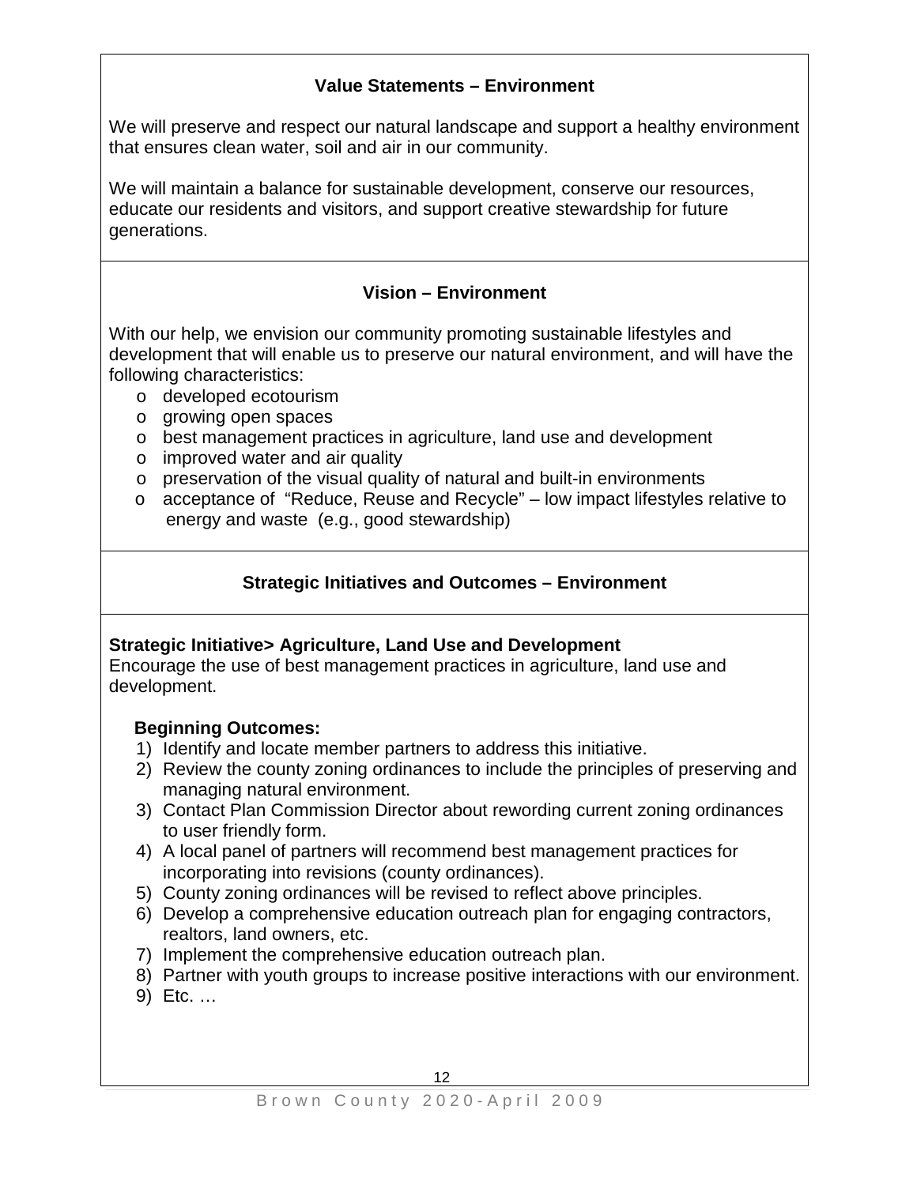## Value Statements – Environment

We will preserve and respect our natural landscape and support a healthy environment that ensures clean water, soil and air in our community.

We will maintain a balance for sustainable development, conserve our resources, educate our residents and visitors, and support creative stewardship for future generations.

## Vision – Environment

With our help, we envision our community promoting sustainable lifestyles and development that will enable us to preserve our natural environment, and will have the following characteristics:

- developed ecotourism
- growing open spaces
- best management practices in agriculture, land use and development
- improved water and air quality
- preservation of the visual quality of natural and built-in environments
- acceptance of "Reduce, Reuse and Recycle" – low impact lifestyles relative to energy and waste (e.g., good stewardship)

## Strategic Initiatives and Outcomes – Environment

**Strategic Initiative> Agriculture, Land Use and Development**

Encourage the use of best management practices in agriculture, land use and development.

**Beginning Outcomes:**

1) Identify and locate member partners to address this initiative.
2) Review the county zoning ordinances to include the principles of preserving and managing natural environment.
3) Contact Plan Commission Director about rewording current zoning ordinances to user friendly form.
4) A local panel of partners will recommend best management practices for incorporating into revisions (county ordinances).
5) County zoning ordinances will be revised to reflect above principles.
6) Develop a comprehensive education outreach plan for engaging contractors, realtors, land owners, etc.
7) Implement the comprehensive education outreach plan.
8) Partner with youth groups to increase positive interactions with our environment.
9) Etc. …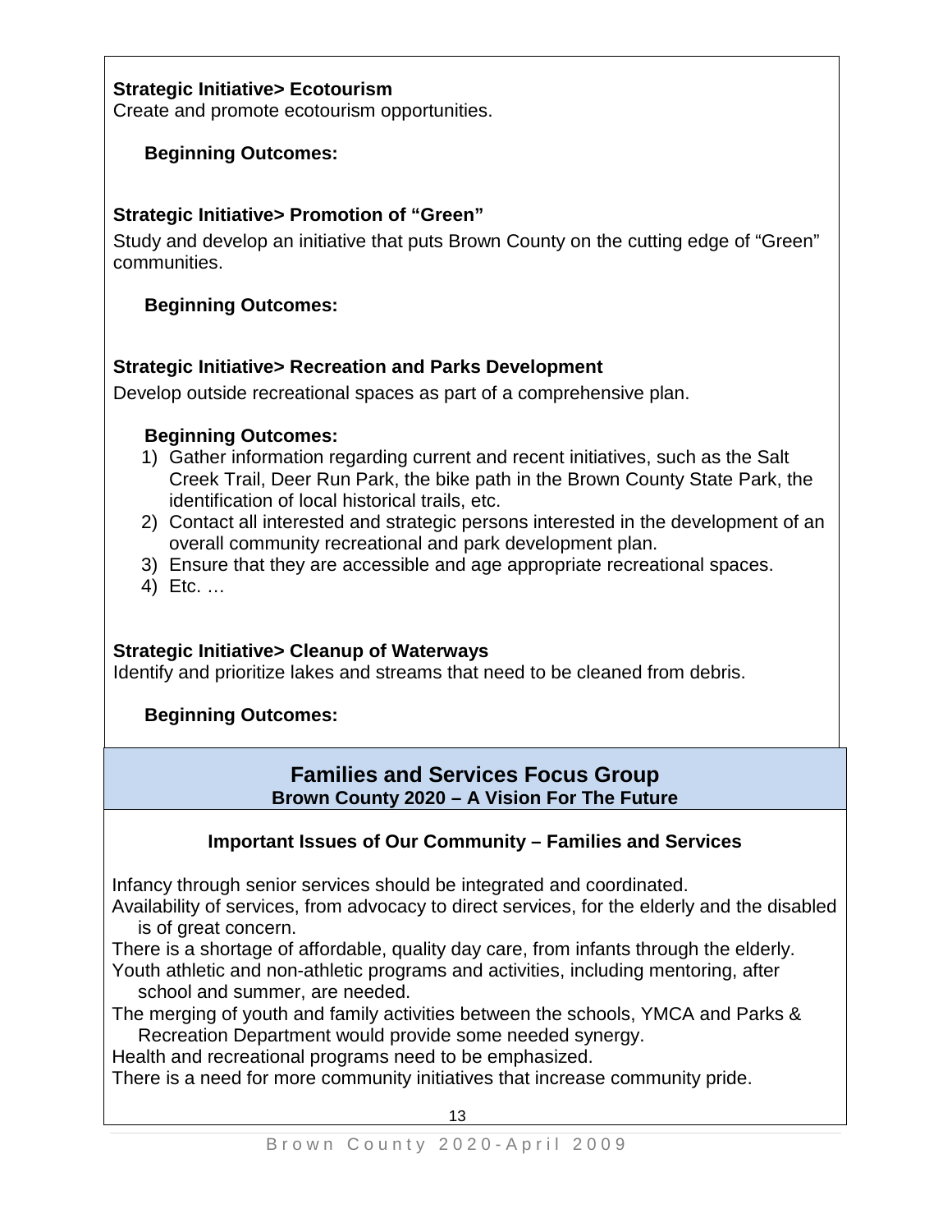**Strategic Initiative> Ecotourism**

Create and promote ecotourism opportunities.

**Beginning Outcomes:**

**Strategic Initiative> Promotion of "Green"**

Study and develop an initiative that puts Brown County on the cutting edge of "Green" communities.

**Beginning Outcomes:**

**Strategic Initiative> Recreation and Parks Development**

Develop outside recreational spaces as part of a comprehensive plan.

**Beginning Outcomes:**

1) Gather information regarding current and recent initiatives, such as the Salt Creek Trail, Deer Run Park, the bike path in the Brown County State Park, the identification of local historical trails, etc.
2) Contact all interested and strategic persons interested in the development of an overall community recreational and park development plan.
3) Ensure that they are accessible and age appropriate recreational spaces.
4) Etc. …

**Strategic Initiative> Cleanup of Waterways**

Identify and prioritize lakes and streams that need to be cleaned from debris.

**Beginning Outcomes:**

## Families and Services Focus Group

**Brown County 2020 – A Vision For The Future**

### Important Issues of Our Community – Families and Services

Infancy through senior services should be integrated and coordinated.

Availability of services, from advocacy to direct services, for the elderly and the disabled is of great concern.

There is a shortage of affordable, quality day care, from infants through the elderly.

Youth athletic and non-athletic programs and activities, including mentoring, after school and summer, are needed.

The merging of youth and family activities between the schools, YMCA and Parks & Recreation Department would provide some needed synergy.

Health and recreational programs need to be emphasized.

There is a need for more community initiatives that increase community pride.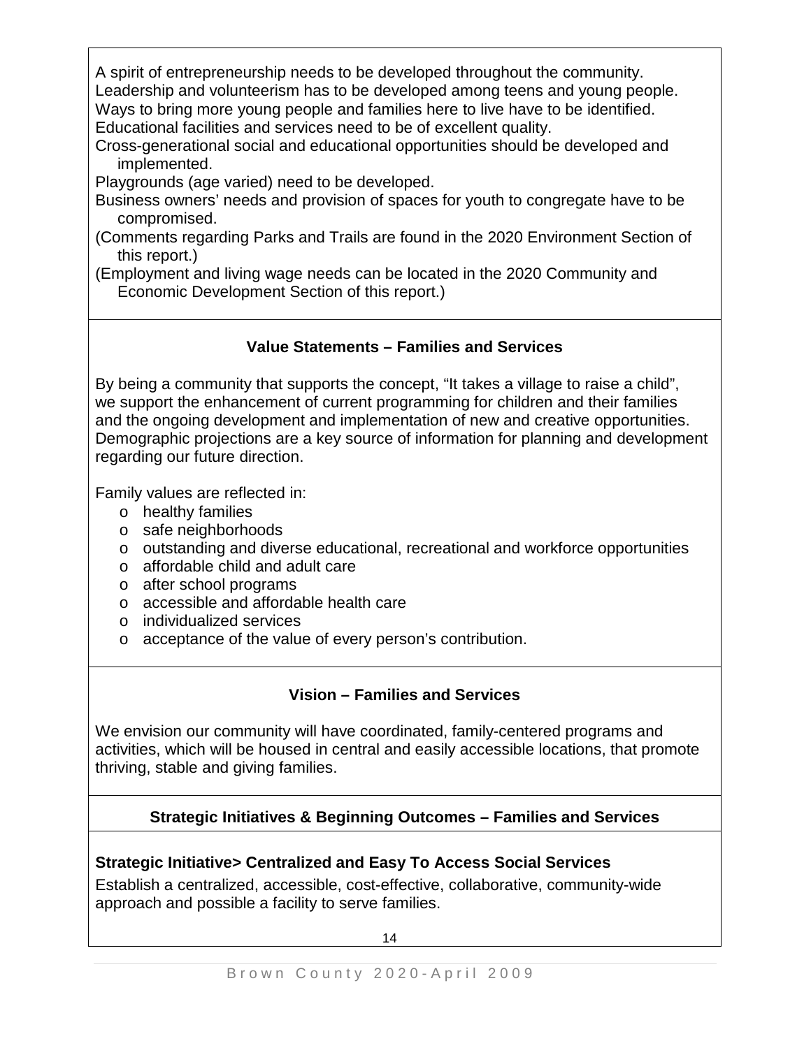A spirit of entrepreneurship needs to be developed throughout the community.
Leadership and volunteerism has to be developed among teens and young people.
Ways to bring more young people and families here to live have to be identified.
Educational facilities and services need to be of excellent quality.
Cross-generational social and educational opportunities should be developed and implemented.
Playgrounds (age varied) need to be developed.
Business owners' needs and provision of spaces for youth to congregate have to be compromised.
(Comments regarding Parks and Trails are found in the 2020 Environment Section of this report.)
(Employment and living wage needs can be located in the 2020 Community and Economic Development Section of this report.)

## Value Statements – Families and Services

By being a community that supports the concept, "It takes a village to raise a child", we support the enhancement of current programming for children and their families and the ongoing development and implementation of new and creative opportunities. Demographic projections are a key source of information for planning and development regarding our future direction.

Family values are reflected in:

- healthy families
- safe neighborhoods
- outstanding and diverse educational, recreational and workforce opportunities
- affordable child and adult care
- after school programs
- accessible and affordable health care
- individualized services
- acceptance of the value of every person's contribution.

## Vision – Families and Services

We envision our community will have coordinated, family-centered programs and activities, which will be housed in central and easily accessible locations, that promote thriving, stable and giving families.

## Strategic Initiatives & Beginning Outcomes – Families and Services

### Strategic Initiative> Centralized and Easy To Access Social Services

Establish a centralized, accessible, cost-effective, collaborative, community-wide approach and possible a facility to serve families.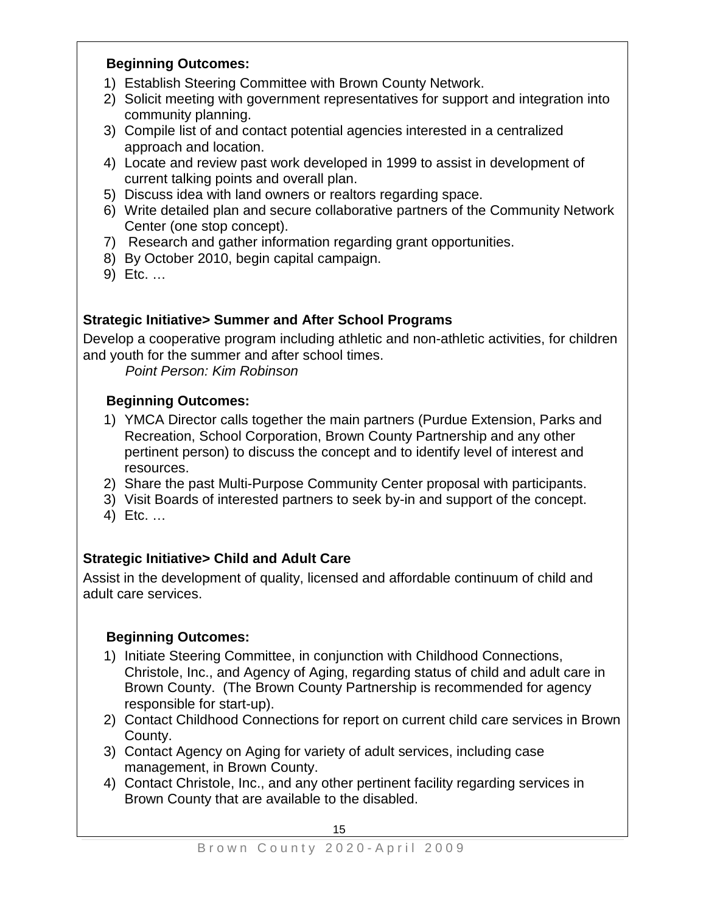**Beginning Outcomes:**

1) Establish Steering Committee with Brown County Network.
2) Solicit meeting with government representatives for support and integration into community planning.
3) Compile list of and contact potential agencies interested in a centralized approach and location.
4) Locate and review past work developed in 1999 to assist in development of current talking points and overall plan.
5) Discuss idea with land owners or realtors regarding space.
6) Write detailed plan and secure collaborative partners of the Community Network Center (one stop concept).
7) Research and gather information regarding grant opportunities.
8) By October 2010, begin capital campaign.
9) Etc. …

**Strategic Initiative> Summer and After School Programs**

Develop a cooperative program including athletic and non-athletic activities, for children and youth for the summer and after school times.

*Point Person: Kim Robinson*

**Beginning Outcomes:**

1) YMCA Director calls together the main partners (Purdue Extension, Parks and Recreation, School Corporation, Brown County Partnership and any other pertinent person) to discuss the concept and to identify level of interest and resources.
2) Share the past Multi-Purpose Community Center proposal with participants.
3) Visit Boards of interested partners to seek by-in and support of the concept.
4) Etc. …

**Strategic Initiative> Child and Adult Care**

Assist in the development of quality, licensed and affordable continuum of child and adult care services.

**Beginning Outcomes:**

1) Initiate Steering Committee, in conjunction with Childhood Connections, Christole, Inc., and Agency of Aging, regarding status of child and adult care in Brown County. (The Brown County Partnership is recommended for agency responsible for start-up).
2) Contact Childhood Connections for report on current child care services in Brown County.
3) Contact Agency on Aging for variety of adult services, including case management, in Brown County.
4) Contact Christole, Inc., and any other pertinent facility regarding services in Brown County that are available to the disabled.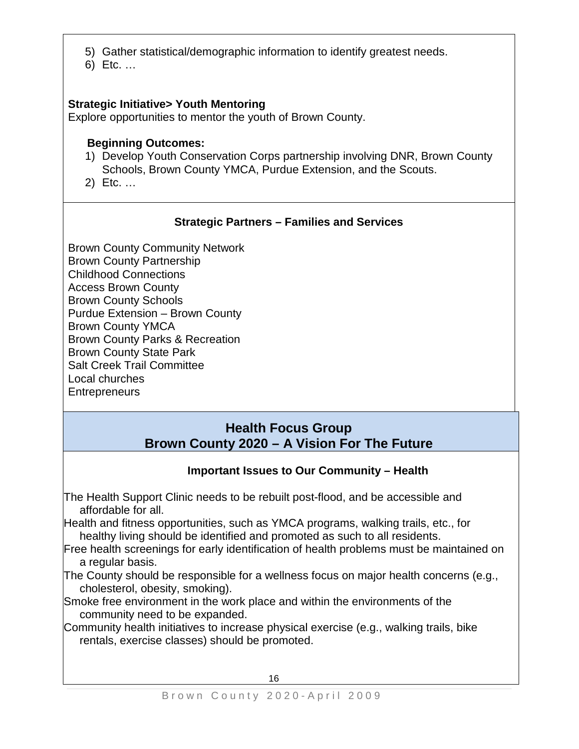5) Gather statistical/demographic information to identify greatest needs.
6) Etc. …

**Strategic Initiative> Youth Mentoring**

Explore opportunities to mentor the youth of Brown County.

**Beginning Outcomes:**

1) Develop Youth Conservation Corps partnership involving DNR, Brown County Schools, Brown County YMCA, Purdue Extension, and the Scouts.
2) Etc. …

### Strategic Partners – Families and Services

Brown County Community Network
Brown County Partnership
Childhood Connections
Access Brown County
Brown County Schools
Purdue Extension – Brown County
Brown County YMCA
Brown County Parks & Recreation
Brown County State Park
Salt Creek Trail Committee
Local churches
Entrepreneurs

## Health Focus Group
## Brown County 2020 – A Vision For The Future

### Important Issues to Our Community – Health

The Health Support Clinic needs to be rebuilt post-flood, and be accessible and affordable for all.

Health and fitness opportunities, such as YMCA programs, walking trails, etc., for healthy living should be identified and promoted as such to all residents.

Free health screenings for early identification of health problems must be maintained on a regular basis.

The County should be responsible for a wellness focus on major health concerns (e.g., cholesterol, obesity, smoking).

Smoke free environment in the work place and within the environments of the community need to be expanded.

Community health initiatives to increase physical exercise (e.g., walking trails, bike rentals, exercise classes) should be promoted.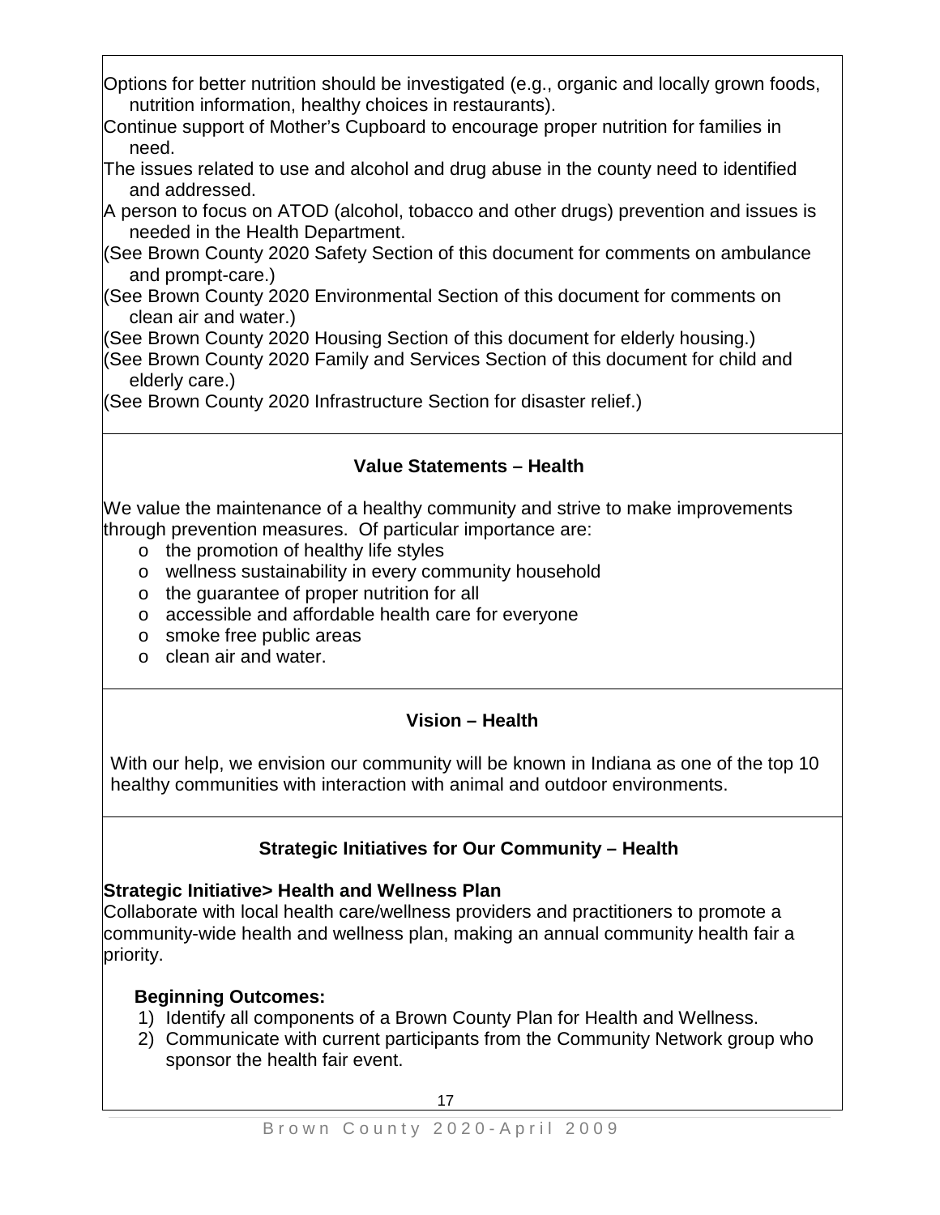Options for better nutrition should be investigated (e.g., organic and locally grown foods, nutrition information, healthy choices in restaurants).

Continue support of Mother's Cupboard to encourage proper nutrition for families in need.

The issues related to use and alcohol and drug abuse in the county need to identified and addressed.

A person to focus on ATOD (alcohol, tobacco and other drugs) prevention and issues is needed in the Health Department.

(See Brown County 2020 Safety Section of this document for comments on ambulance and prompt-care.)

(See Brown County 2020 Environmental Section of this document for comments on clean air and water.)

(See Brown County 2020 Housing Section of this document for elderly housing.)

(See Brown County 2020 Family and Services Section of this document for child and elderly care.)

(See Brown County 2020 Infrastructure Section for disaster relief.)

### Value Statements – Health

We value the maintenance of a healthy community and strive to make improvements through prevention measures. Of particular importance are:

- the promotion of healthy life styles
- wellness sustainability in every community household
- the guarantee of proper nutrition for all
- accessible and affordable health care for everyone
- smoke free public areas
- clean air and water.

### Vision – Health

With our help, we envision our community will be known in Indiana as one of the top 10 healthy communities with interaction with animal and outdoor environments.

### Strategic Initiatives for Our Community – Health

**Strategic Initiative> Health and Wellness Plan**

Collaborate with local health care/wellness providers and practitioners to promote a community-wide health and wellness plan, making an annual community health fair a priority.

**Beginning Outcomes:**

1) Identify all components of a Brown County Plan for Health and Wellness.
2) Communicate with current participants from the Community Network group who sponsor the health fair event.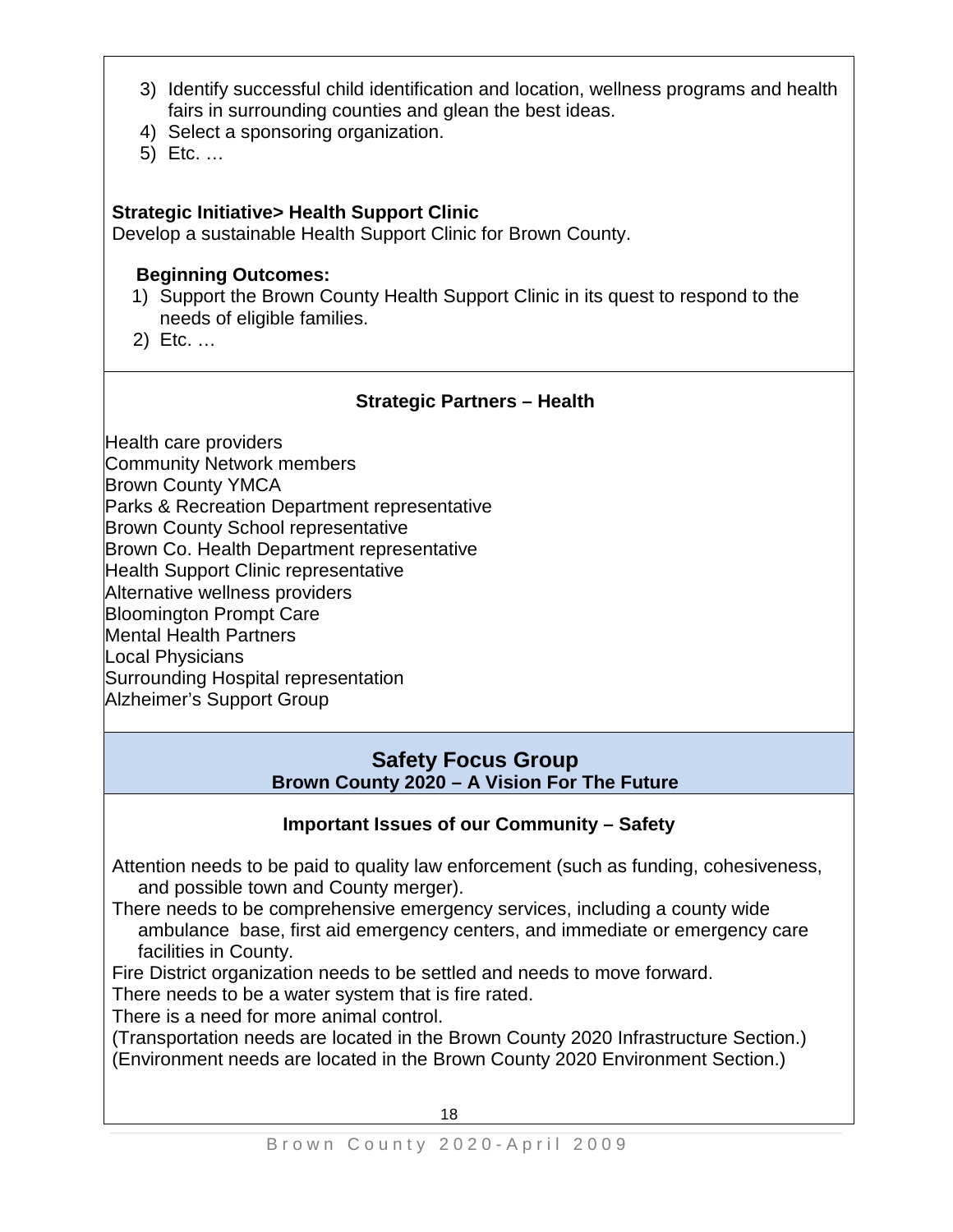3) Identify successful child identification and location, wellness programs and health fairs in surrounding counties and glean the best ideas.
4) Select a sponsoring organization.
5) Etc. …

**Strategic Initiative> Health Support Clinic**

Develop a sustainable Health Support Clinic for Brown County.

**Beginning Outcomes:**

1) Support the Brown County Health Support Clinic in its quest to respond to the needs of eligible families.
2) Etc. …

### Strategic Partners – Health

Health care providers
Community Network members
Brown County YMCA
Parks & Recreation Department representative
Brown County School representative
Brown Co. Health Department representative
Health Support Clinic representative
Alternative wellness providers
Bloomington Prompt Care
Mental Health Partners
Local Physicians
Surrounding Hospital representation
Alzheimer's Support Group

## Safety Focus Group

**Brown County 2020 – A Vision For The Future**

### Important Issues of our Community – Safety

Attention needs to be paid to quality law enforcement (such as funding, cohesiveness, and possible town and County merger).

There needs to be comprehensive emergency services, including a county wide ambulance base, first aid emergency centers, and immediate or emergency care facilities in County.

Fire District organization needs to be settled and needs to move forward.

There needs to be a water system that is fire rated.

There is a need for more animal control.

(Transportation needs are located in the Brown County 2020 Infrastructure Section.)

(Environment needs are located in the Brown County 2020 Environment Section.)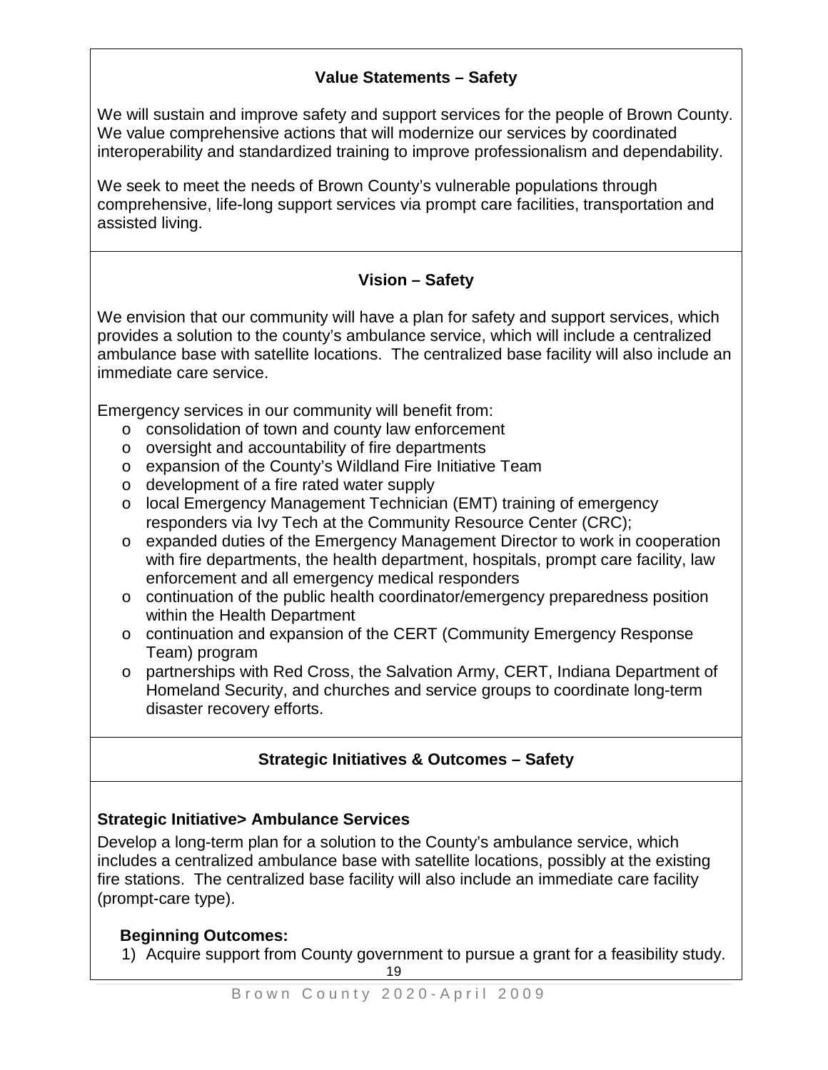### Value Statements – Safety

We will sustain and improve safety and support services for the people of Brown County. We value comprehensive actions that will modernize our services by coordinated interoperability and standardized training to improve professionalism and dependability.

We seek to meet the needs of Brown County's vulnerable populations through comprehensive, life-long support services via prompt care facilities, transportation and assisted living.

### Vision – Safety

We envision that our community will have a plan for safety and support services, which provides a solution to the county's ambulance service, which will include a centralized ambulance base with satellite locations. The centralized base facility will also include an immediate care service.

Emergency services in our community will benefit from:

- consolidation of town and county law enforcement
- oversight and accountability of fire departments
- expansion of the County's Wildland Fire Initiative Team
- development of a fire rated water supply
- local Emergency Management Technician (EMT) training of emergency responders via Ivy Tech at the Community Resource Center (CRC);
- expanded duties of the Emergency Management Director to work in cooperation with fire departments, the health department, hospitals, prompt care facility, law enforcement and all emergency medical responders
- continuation of the public health coordinator/emergency preparedness position within the Health Department
- continuation and expansion of the CERT (Community Emergency Response Team) program
- partnerships with Red Cross, the Salvation Army, CERT, Indiana Department of Homeland Security, and churches and service groups to coordinate long-term disaster recovery efforts.

### Strategic Initiatives & Outcomes – Safety

**Strategic Initiative> Ambulance Services**

Develop a long-term plan for a solution to the County's ambulance service, which includes a centralized ambulance base with satellite locations, possibly at the existing fire stations. The centralized base facility will also include an immediate care facility (prompt-care type).

**Beginning Outcomes:**

1) Acquire support from County government to pursue a grant for a feasibility study.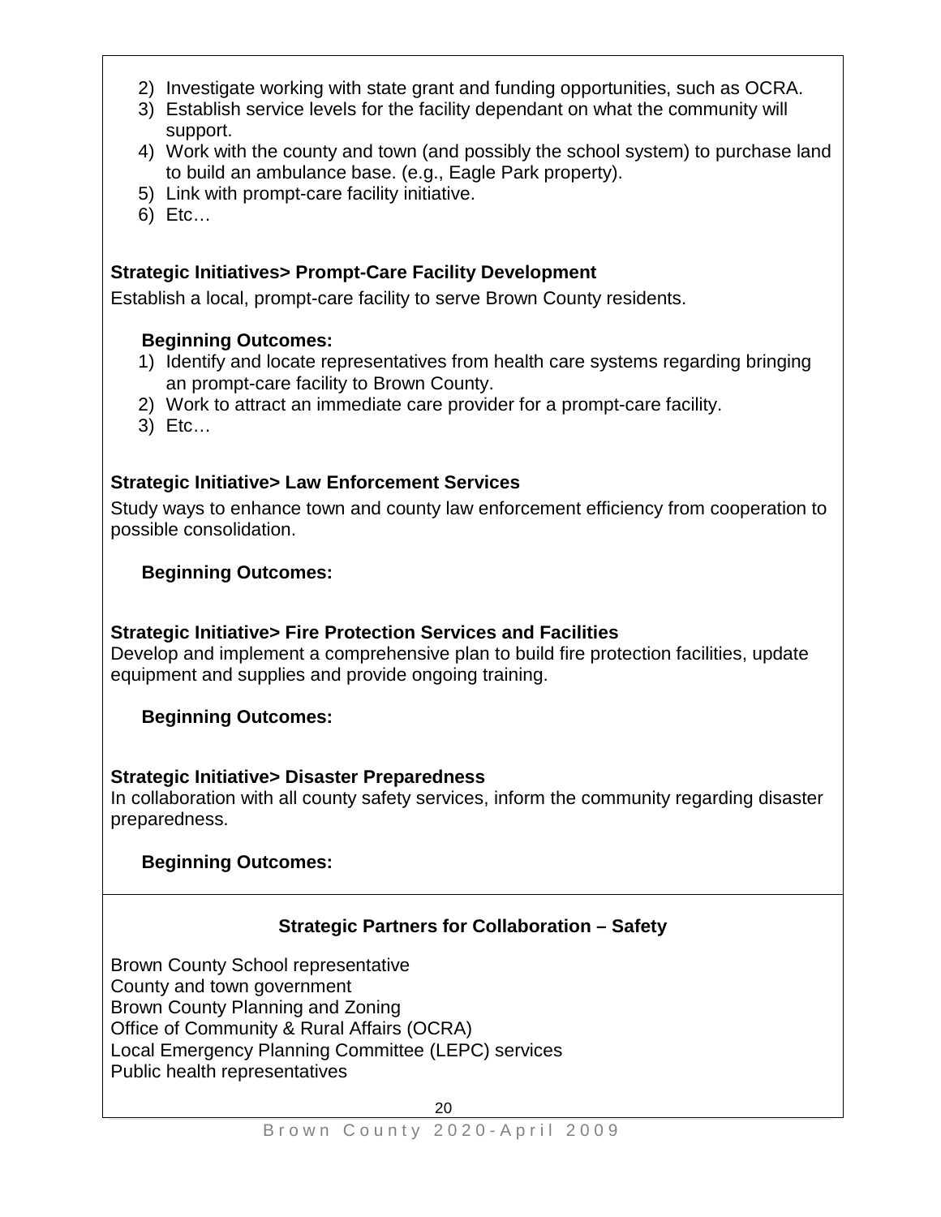2) Investigate working with state grant and funding opportunities, such as OCRA.
3) Establish service levels for the facility dependant on what the community will support.
4) Work with the county and town (and possibly the school system) to purchase land to build an ambulance base. (e.g., Eagle Park property).
5) Link with prompt-care facility initiative.
6) Etc…

**Strategic Initiatives> Prompt-Care Facility Development**

Establish a local, prompt-care facility to serve Brown County residents.

**Beginning Outcomes:**

1) Identify and locate representatives from health care systems regarding bringing an prompt-care facility to Brown County.
2) Work to attract an immediate care provider for a prompt-care facility.
3) Etc…

**Strategic Initiative> Law Enforcement Services**

Study ways to enhance town and county law enforcement efficiency from cooperation to possible consolidation.

**Beginning Outcomes:**

**Strategic Initiative> Fire Protection Services and Facilities**

Develop and implement a comprehensive plan to build fire protection facilities, update equipment and supplies and provide ongoing training.

**Beginning Outcomes:**

**Strategic Initiative> Disaster Preparedness**

In collaboration with all county safety services, inform the community regarding disaster preparedness.

**Beginning Outcomes:**

**Strategic Partners for Collaboration – Safety**

Brown County School representative
County and town government
Brown County Planning and Zoning
Office of Community & Rural Affairs (OCRA)
Local Emergency Planning Committee (LEPC) services
Public health representatives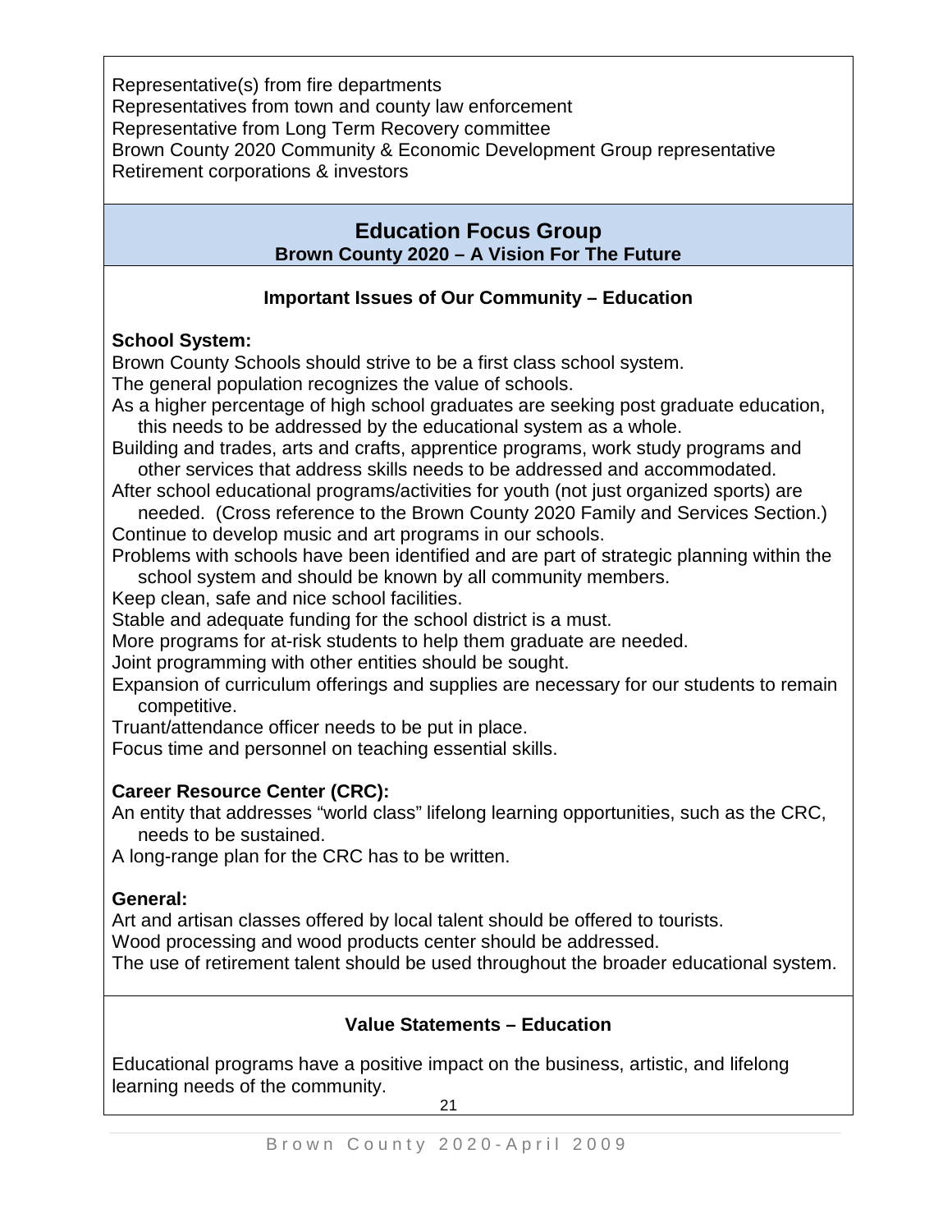Representative(s) from fire departments
Representatives from town and county law enforcement
Representative from Long Term Recovery committee
Brown County 2020 Community & Economic Development Group representative
Retirement corporations & investors

## Education Focus Group

### Brown County 2020 – A Vision For The Future

### Important Issues of Our Community – Education

**School System:**

Brown County Schools should strive to be a first class school system.

The general population recognizes the value of schools.

As a higher percentage of high school graduates are seeking post graduate education, this needs to be addressed by the educational system as a whole.

Building and trades, arts and crafts, apprentice programs, work study programs and other services that address skills needs to be addressed and accommodated.

After school educational programs/activities for youth (not just organized sports) are needed. (Cross reference to the Brown County 2020 Family and Services Section.)

Continue to develop music and art programs in our schools.

Problems with schools have been identified and are part of strategic planning within the school system and should be known by all community members.

Keep clean, safe and nice school facilities.

Stable and adequate funding for the school district is a must.

More programs for at-risk students to help them graduate are needed.

Joint programming with other entities should be sought.

Expansion of curriculum offerings and supplies are necessary for our students to remain competitive.

Truant/attendance officer needs to be put in place.

Focus time and personnel on teaching essential skills.

**Career Resource Center (CRC):**

An entity that addresses "world class" lifelong learning opportunities, such as the CRC, needs to be sustained.

A long-range plan for the CRC has to be written.

**General:**

Art and artisan classes offered by local talent should be offered to tourists.

Wood processing and wood products center should be addressed.

The use of retirement talent should be used throughout the broader educational system.

### Value Statements – Education

Educational programs have a positive impact on the business, artistic, and lifelong learning needs of the community.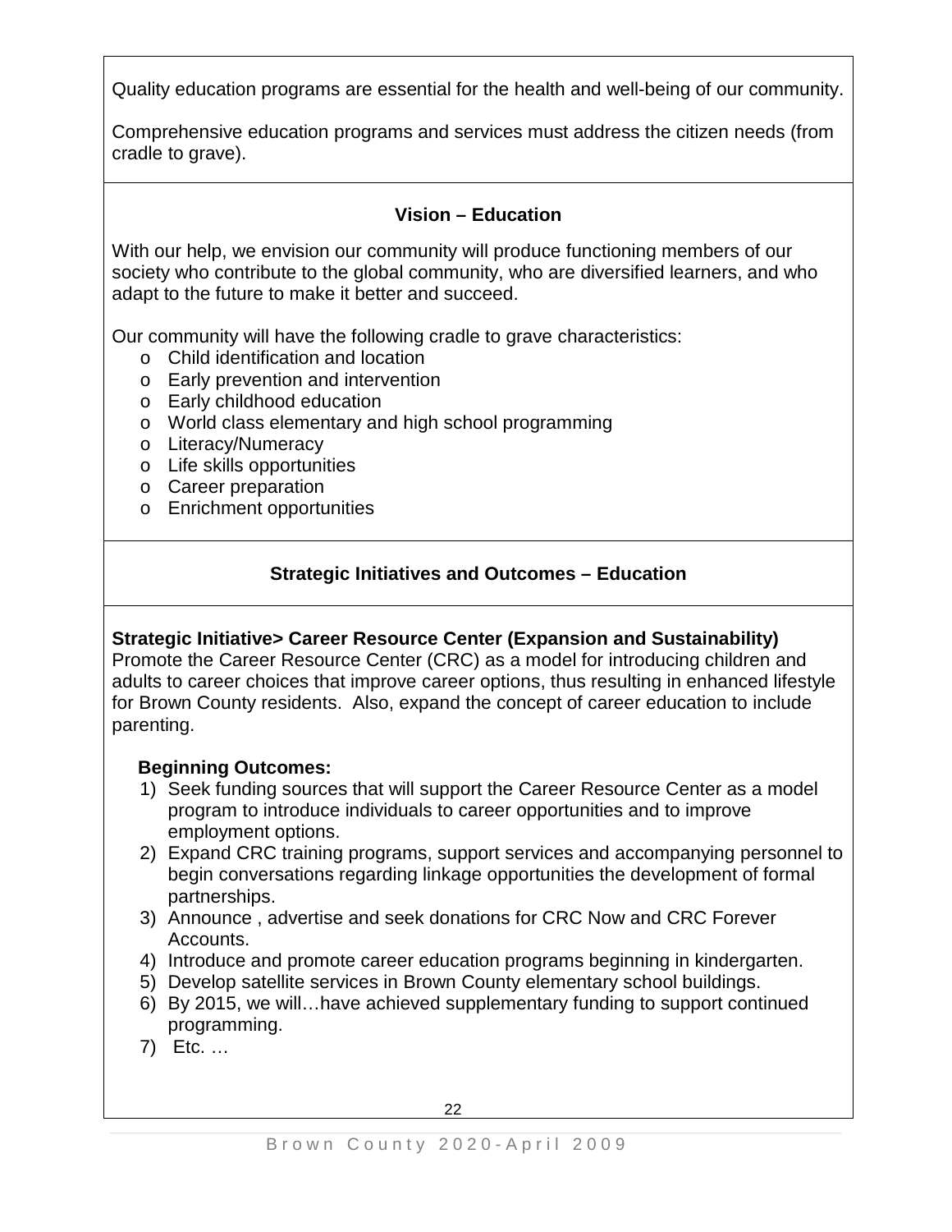Quality education programs are essential for the health and well-being of our community.

Comprehensive education programs and services must address the citizen needs (from cradle to grave).

### Vision – Education

With our help, we envision our community will produce functioning members of our society who contribute to the global community, who are diversified learners, and who adapt to the future to make it better and succeed.

Our community will have the following cradle to grave characteristics:

- Child identification and location
- Early prevention and intervention
- Early childhood education
- World class elementary and high school programming
- Literacy/Numeracy
- Life skills opportunities
- Career preparation
- Enrichment opportunities

### Strategic Initiatives and Outcomes – Education

**Strategic Initiative> Career Resource Center (Expansion and Sustainability)**
Promote the Career Resource Center (CRC) as a model for introducing children and adults to career choices that improve career options, thus resulting in enhanced lifestyle for Brown County residents. Also, expand the concept of career education to include parenting.

**Beginning Outcomes:**

1) Seek funding sources that will support the Career Resource Center as a model program to introduce individuals to career opportunities and to improve employment options.
2) Expand CRC training programs, support services and accompanying personnel to begin conversations regarding linkage opportunities the development of formal partnerships.
3) Announce , advertise and seek donations for CRC Now and CRC Forever Accounts.
4) Introduce and promote career education programs beginning in kindergarten.
5) Develop satellite services in Brown County elementary school buildings.
6) By 2015, we will…have achieved supplementary funding to support continued programming.
7) Etc. …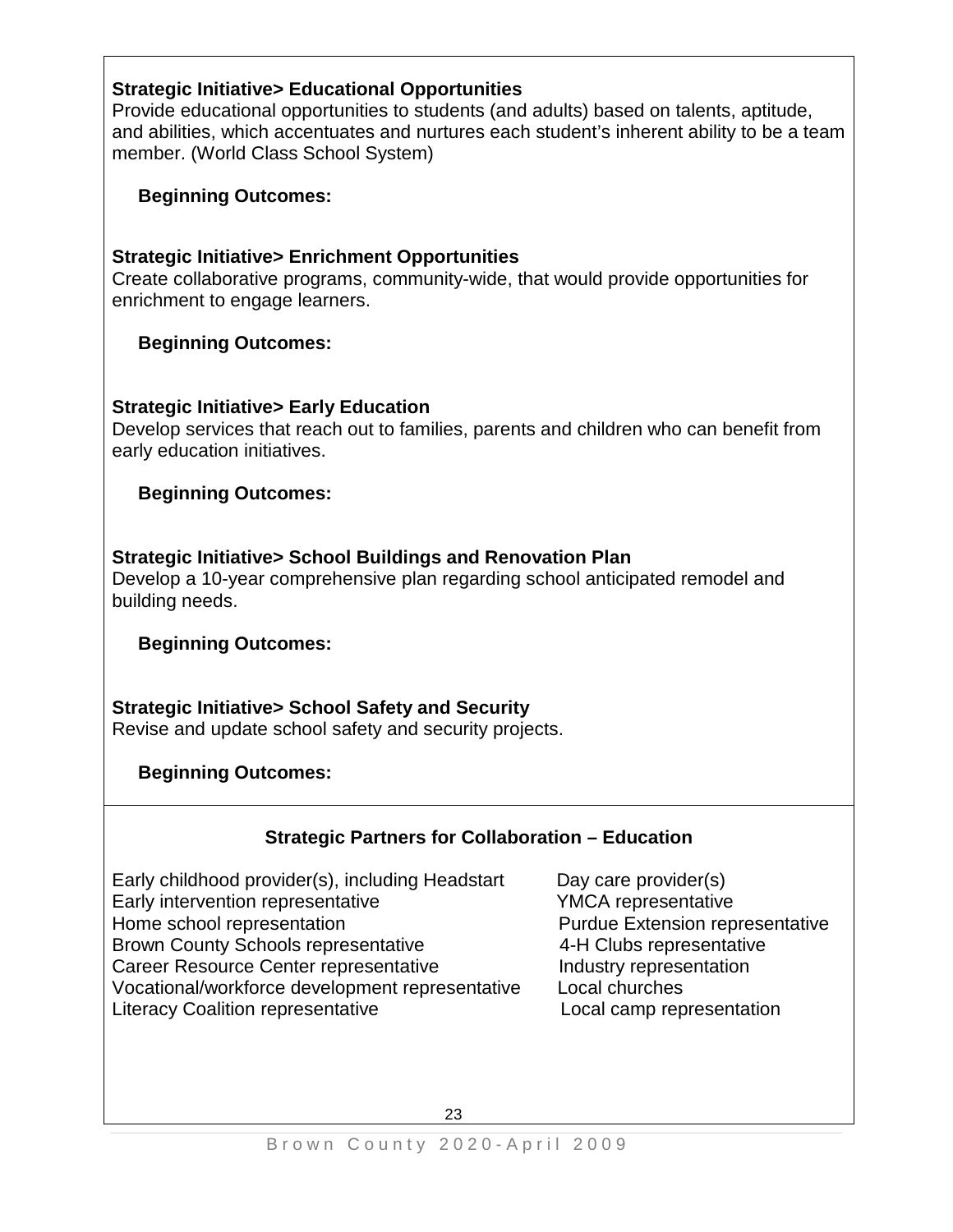**Strategic Initiative> Educational Opportunities**
Provide educational opportunities to students (and adults) based on talents, aptitude, and abilities, which accentuates and nurtures each student's inherent ability to be a team member. (World Class School System)

**Beginning Outcomes:**

**Strategic Initiative> Enrichment Opportunities**
Create collaborative programs, community-wide, that would provide opportunities for enrichment to engage learners.

**Beginning Outcomes:**

**Strategic Initiative> Early Education**
Develop services that reach out to families, parents and children who can benefit from early education initiatives.

**Beginning Outcomes:**

**Strategic Initiative> School Buildings and Renovation Plan**
Develop a 10-year comprehensive plan regarding school anticipated remodel and building needs.

**Beginning Outcomes:**

**Strategic Initiative> School Safety and Security**
Revise and update school safety and security projects.

**Beginning Outcomes:**

### Strategic Partners for Collaboration – Education

- Early childhood provider(s), including Headstart
- Early intervention representative
- Home school representation
- Brown County Schools representative
- Career Resource Center representative
- Vocational/workforce development representative
- Literacy Coalition representative
- Day care provider(s)
- YMCA representative
- Purdue Extension representative
- 4-H Clubs representative
- Industry representation
- Local churches
- Local camp representation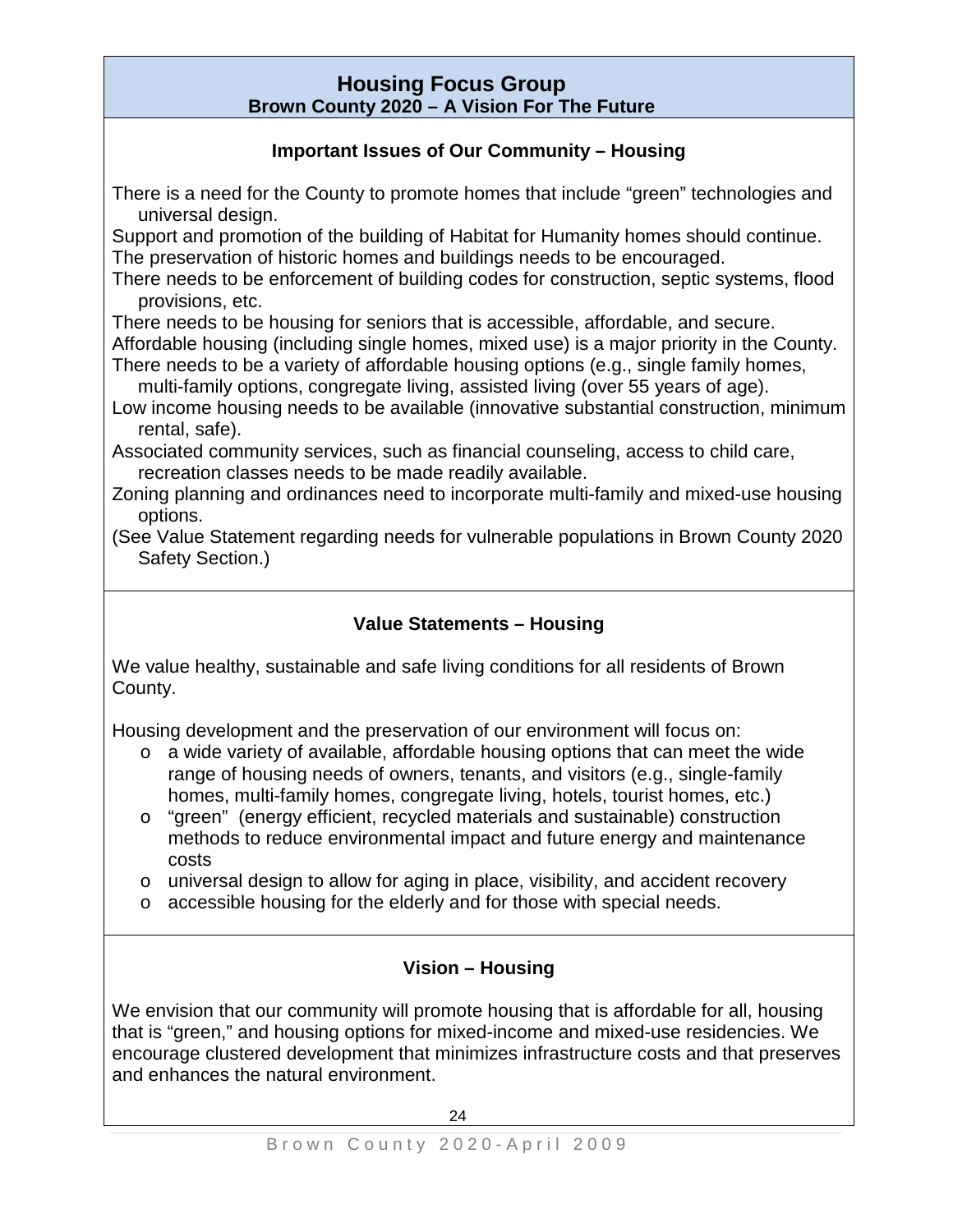# Housing Focus Group

## Brown County 2020 – A Vision For The Future

### Important Issues of Our Community – Housing

There is a need for the County to promote homes that include "green" technologies and universal design.

Support and promotion of the building of Habitat for Humanity homes should continue.

The preservation of historic homes and buildings needs to be encouraged.

There needs to be enforcement of building codes for construction, septic systems, flood provisions, etc.

There needs to be housing for seniors that is accessible, affordable, and secure.

Affordable housing (including single homes, mixed use) is a major priority in the County.

There needs to be a variety of affordable housing options (e.g., single family homes, multi-family options, congregate living, assisted living (over 55 years of age).

Low income housing needs to be available (innovative substantial construction, minimum rental, safe).

Associated community services, such as financial counseling, access to child care, recreation classes needs to be made readily available.

Zoning planning and ordinances need to incorporate multi-family and mixed-use housing options.

(See Value Statement regarding needs for vulnerable populations in Brown County 2020 Safety Section.)

### Value Statements – Housing

We value healthy, sustainable and safe living conditions for all residents of Brown County.

Housing development and the preservation of our environment will focus on:

- a wide variety of available, affordable housing options that can meet the wide range of housing needs of owners, tenants, and visitors (e.g., single-family homes, multi-family homes, congregate living, hotels, tourist homes, etc.)
- "green" (energy efficient, recycled materials and sustainable) construction methods to reduce environmental impact and future energy and maintenance costs
- universal design to allow for aging in place, visibility, and accident recovery
- accessible housing for the elderly and for those with special needs.

### Vision – Housing

We envision that our community will promote housing that is affordable for all, housing that is "green," and housing options for mixed-income and mixed-use residencies. We encourage clustered development that minimizes infrastructure costs and that preserves and enhances the natural environment.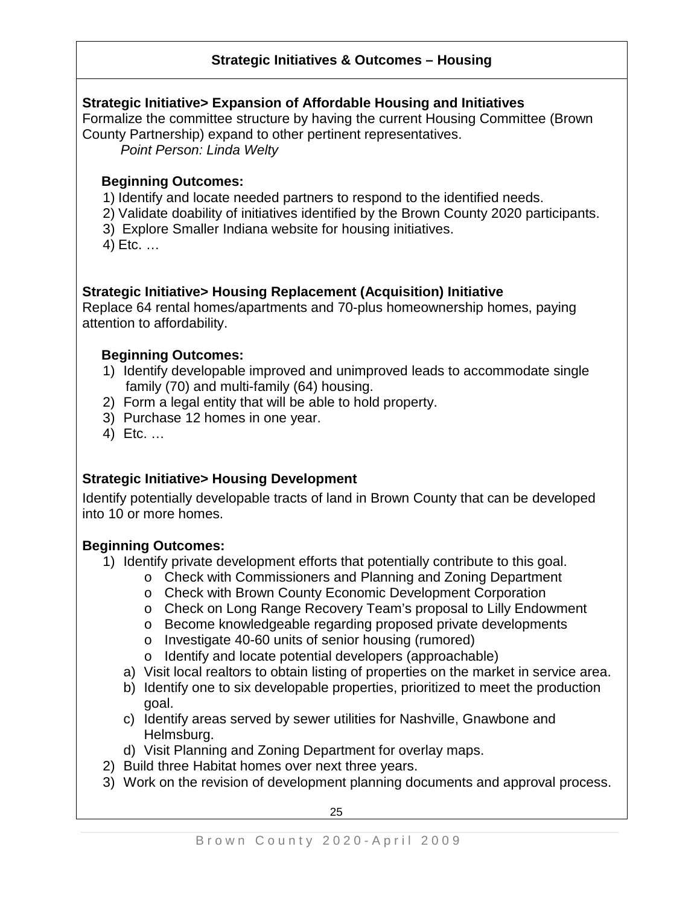## Strategic Initiatives & Outcomes – Housing

**Strategic Initiative> Expansion of Affordable Housing and Initiatives**
Formalize the committee structure by having the current Housing Committee (Brown County Partnership) expand to other pertinent representatives.
*Point Person: Linda Welty*

**Beginning Outcomes:**

1) Identify and locate needed partners to respond to the identified needs.
2) Validate doability of initiatives identified by the Brown County 2020 participants.
3) Explore Smaller Indiana website for housing initiatives.
4) Etc. …

**Strategic Initiative> Housing Replacement (Acquisition) Initiative**
Replace 64 rental homes/apartments and 70-plus homeownership homes, paying attention to affordability.

**Beginning Outcomes:**

1) Identify developable improved and unimproved leads to accommodate single family (70) and multi-family (64) housing.
2) Form a legal entity that will be able to hold property.
3) Purchase 12 homes in one year.
4) Etc. …

**Strategic Initiative> Housing Development**

Identify potentially developable tracts of land in Brown County that can be developed into 10 or more homes.

**Beginning Outcomes:**

1) Identify private development efforts that potentially contribute to this goal.
   - Check with Commissioners and Planning and Zoning Department
   - Check with Brown County Economic Development Corporation
   - Check on Long Range Recovery Team's proposal to Lilly Endowment
   - Become knowledgeable regarding proposed private developments
   - Investigate 40-60 units of senior housing (rumored)
   - Identify and locate potential developers (approachable)

   a) Visit local realtors to obtain listing of properties on the market in service area.
   b) Identify one to six developable properties, prioritized to meet the production goal.
   c) Identify areas served by sewer utilities for Nashville, Gnawbone and Helmsburg.
   d) Visit Planning and Zoning Department for overlay maps.
2) Build three Habitat homes over next three years.
3) Work on the revision of development planning documents and approval process.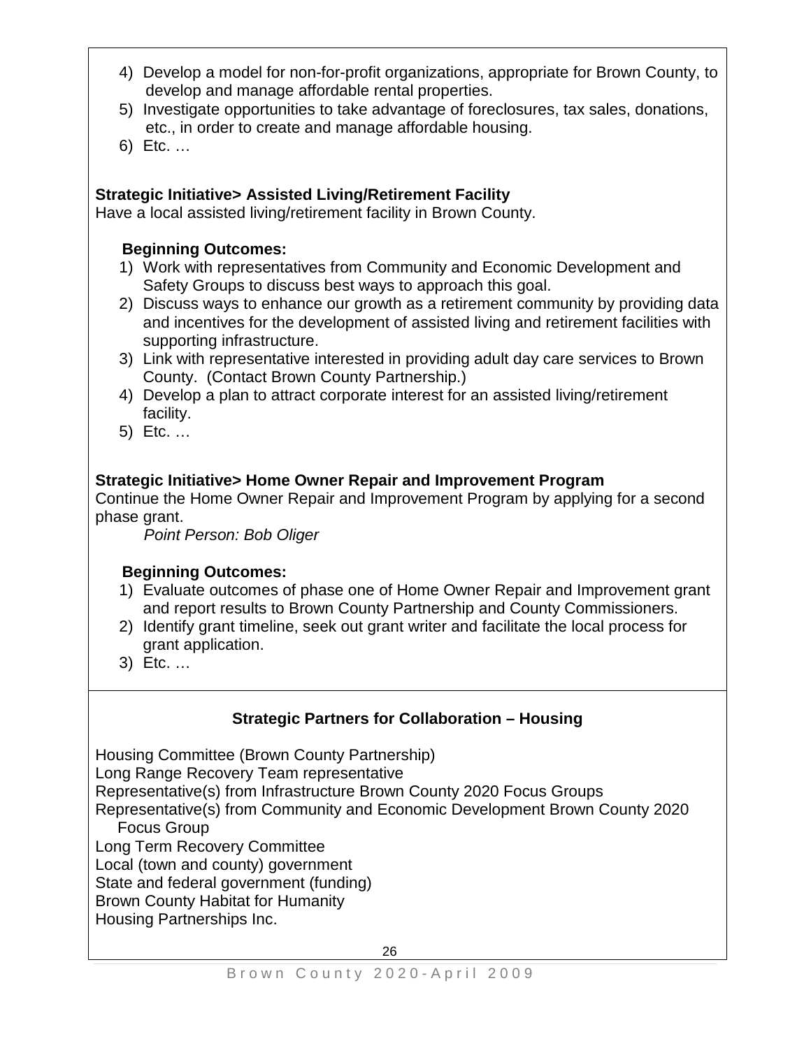4) Develop a model for non-for-profit organizations, appropriate for Brown County, to develop and manage affordable rental properties.
5) Investigate opportunities to take advantage of foreclosures, tax sales, donations, etc., in order to create and manage affordable housing.
6) Etc. …

**Strategic Initiative> Assisted Living/Retirement Facility**

Have a local assisted living/retirement facility in Brown County.

**Beginning Outcomes:**

1) Work with representatives from Community and Economic Development and Safety Groups to discuss best ways to approach this goal.
2) Discuss ways to enhance our growth as a retirement community by providing data and incentives for the development of assisted living and retirement facilities with supporting infrastructure.
3) Link with representative interested in providing adult day care services to Brown County. (Contact Brown County Partnership.)
4) Develop a plan to attract corporate interest for an assisted living/retirement facility.
5) Etc. …

**Strategic Initiative> Home Owner Repair and Improvement Program**

Continue the Home Owner Repair and Improvement Program by applying for a second phase grant.

*Point Person: Bob Oliger*

**Beginning Outcomes:**

1) Evaluate outcomes of phase one of Home Owner Repair and Improvement grant and report results to Brown County Partnership and County Commissioners.
2) Identify grant timeline, seek out grant writer and facilitate the local process for grant application.
3) Etc. …

**Strategic Partners for Collaboration – Housing**

Housing Committee (Brown County Partnership)
Long Range Recovery Team representative
Representative(s) from Infrastructure Brown County 2020 Focus Groups
Representative(s) from Community and Economic Development Brown County 2020 Focus Group
Long Term Recovery Committee
Local (town and county) government
State and federal government (funding)
Brown County Habitat for Humanity
Housing Partnerships Inc.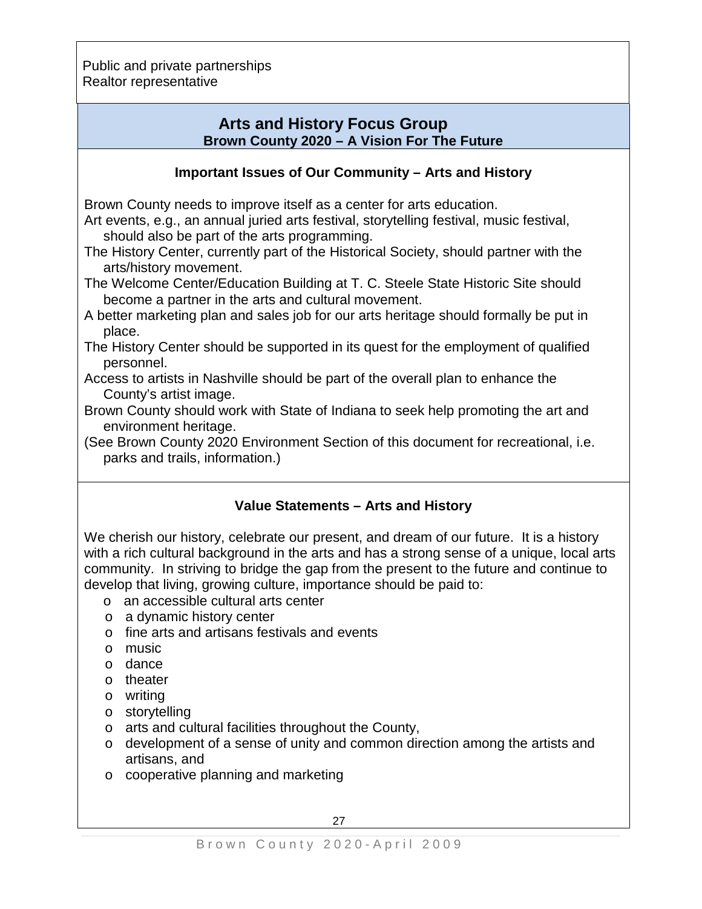Public and private partnerships
Realtor representative

## Arts and History Focus Group

**Brown County 2020 – A Vision For The Future**

### Important Issues of Our Community – Arts and History

Brown County needs to improve itself as a center for arts education.

Art events, e.g., an annual juried arts festival, storytelling festival, music festival, should also be part of the arts programming.

The History Center, currently part of the Historical Society, should partner with the arts/history movement.

The Welcome Center/Education Building at T. C. Steele State Historic Site should become a partner in the arts and cultural movement.

A better marketing plan and sales job for our arts heritage should formally be put in place.

The History Center should be supported in its quest for the employment of qualified personnel.

Access to artists in Nashville should be part of the overall plan to enhance the County's artist image.

Brown County should work with State of Indiana to seek help promoting the art and environment heritage.

(See Brown County 2020 Environment Section of this document for recreational, i.e. parks and trails, information.)

### Value Statements – Arts and History

We cherish our history, celebrate our present, and dream of our future. It is a history with a rich cultural background in the arts and has a strong sense of a unique, local arts community. In striving to bridge the gap from the present to the future and continue to develop that living, growing culture, importance should be paid to:

- an accessible cultural arts center
- a dynamic history center
- fine arts and artisans festivals and events
- music
- dance
- theater
- writing
- storytelling
- arts and cultural facilities throughout the County,
- development of a sense of unity and common direction among the artists and artisans, and
- cooperative planning and marketing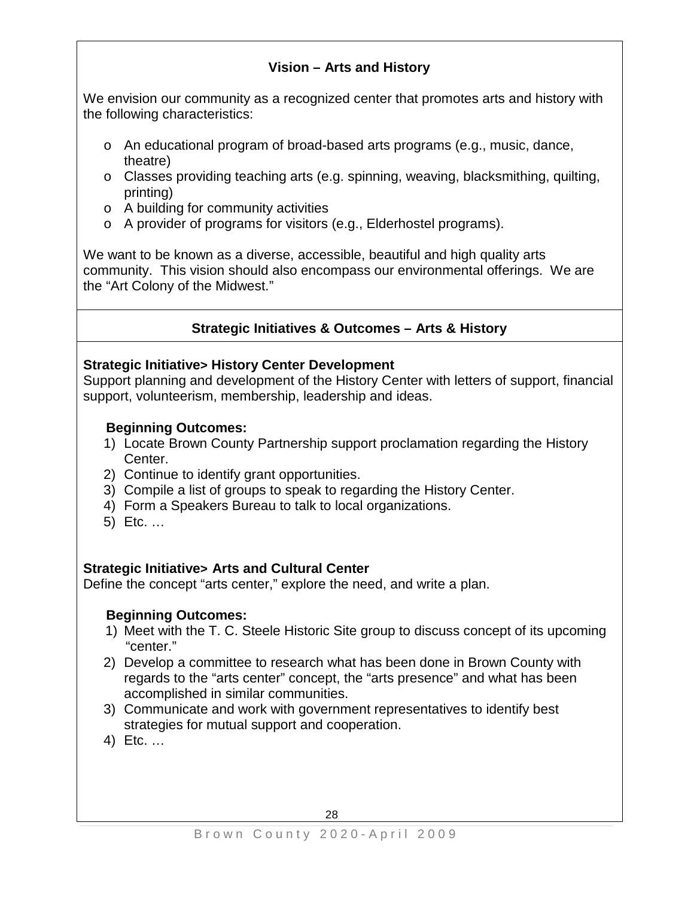## Vision – Arts and History

We envision our community as a recognized center that promotes arts and history with the following characteristics:

- An educational program of broad-based arts programs (e.g., music, dance, theatre)
- Classes providing teaching arts (e.g. spinning, weaving, blacksmithing, quilting, printing)
- A building for community activities
- A provider of programs for visitors (e.g., Elderhostel programs).

We want to be known as a diverse, accessible, beautiful and high quality arts community. This vision should also encompass our environmental offerings. We are the "Art Colony of the Midwest."

## Strategic Initiatives & Outcomes – Arts & History

**Strategic Initiative> History Center Development**
Support planning and development of the History Center with letters of support, financial support, volunteerism, membership, leadership and ideas.

**Beginning Outcomes:**

1) Locate Brown County Partnership support proclamation regarding the History Center.
2) Continue to identify grant opportunities.
3) Compile a list of groups to speak to regarding the History Center.
4) Form a Speakers Bureau to talk to local organizations.
5) Etc. …

**Strategic Initiative> Arts and Cultural Center**
Define the concept "arts center," explore the need, and write a plan.

**Beginning Outcomes:**

1) Meet with the T. C. Steele Historic Site group to discuss concept of its upcoming "center."
2) Develop a committee to research what has been done in Brown County with regards to the "arts center" concept, the "arts presence" and what has been accomplished in similar communities.
3) Communicate and work with government representatives to identify best strategies for mutual support and cooperation.
4) Etc. …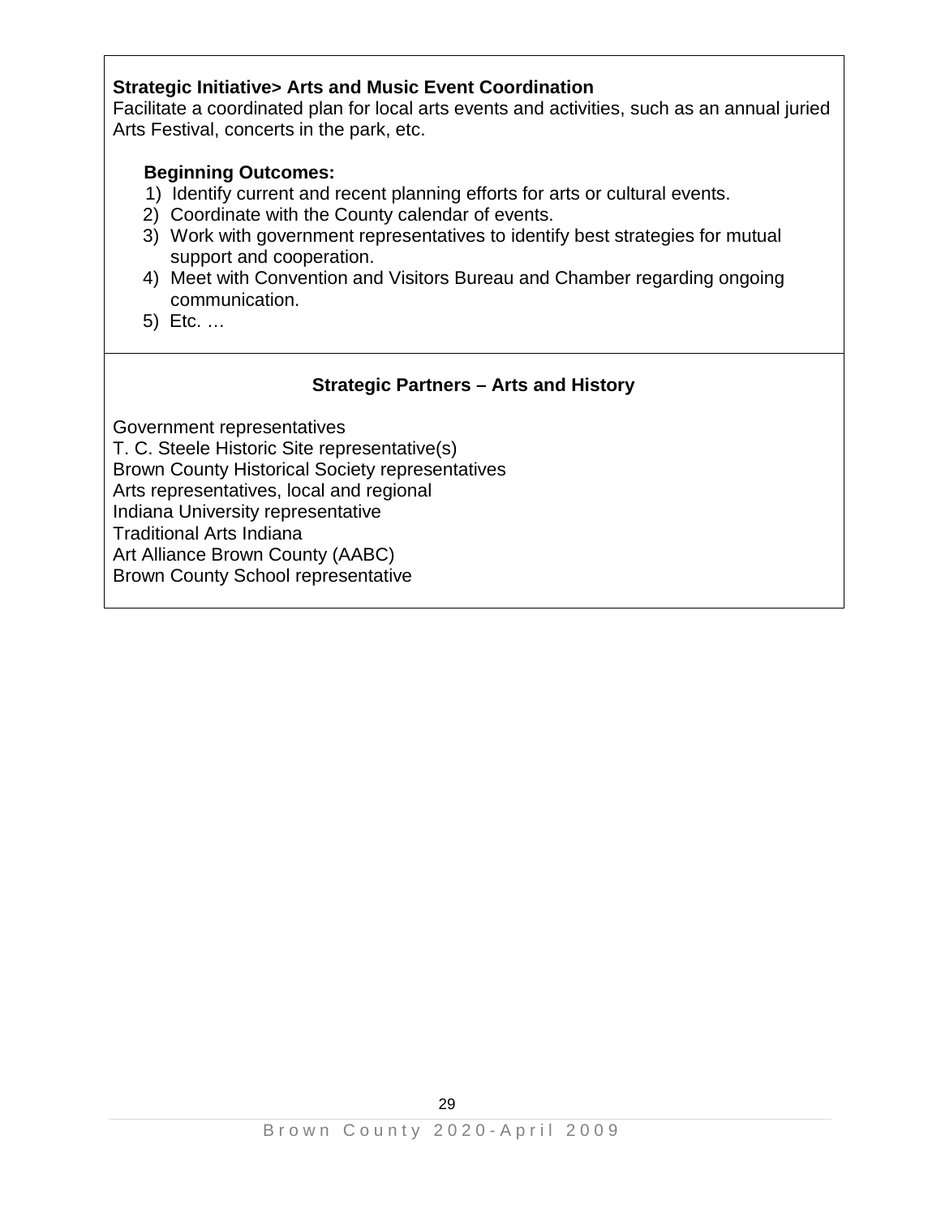**Strategic Initiative> Arts and Music Event Coordination**

Facilitate a coordinated plan for local arts events and activities, such as an annual juried Arts Festival, concerts in the park, etc.

**Beginning Outcomes:**

1) Identify current and recent planning efforts for arts or cultural events.
2) Coordinate with the County calendar of events.
3) Work with government representatives to identify best strategies for mutual support and cooperation.
4) Meet with Convention and Visitors Bureau and Chamber regarding ongoing communication.
5) Etc. …

**Strategic Partners – Arts and History**

Government representatives
T. C. Steele Historic Site representative(s)
Brown County Historical Society representatives
Arts representatives, local and regional
Indiana University representative
Traditional Arts Indiana
Art Alliance Brown County (AABC)
Brown County School representative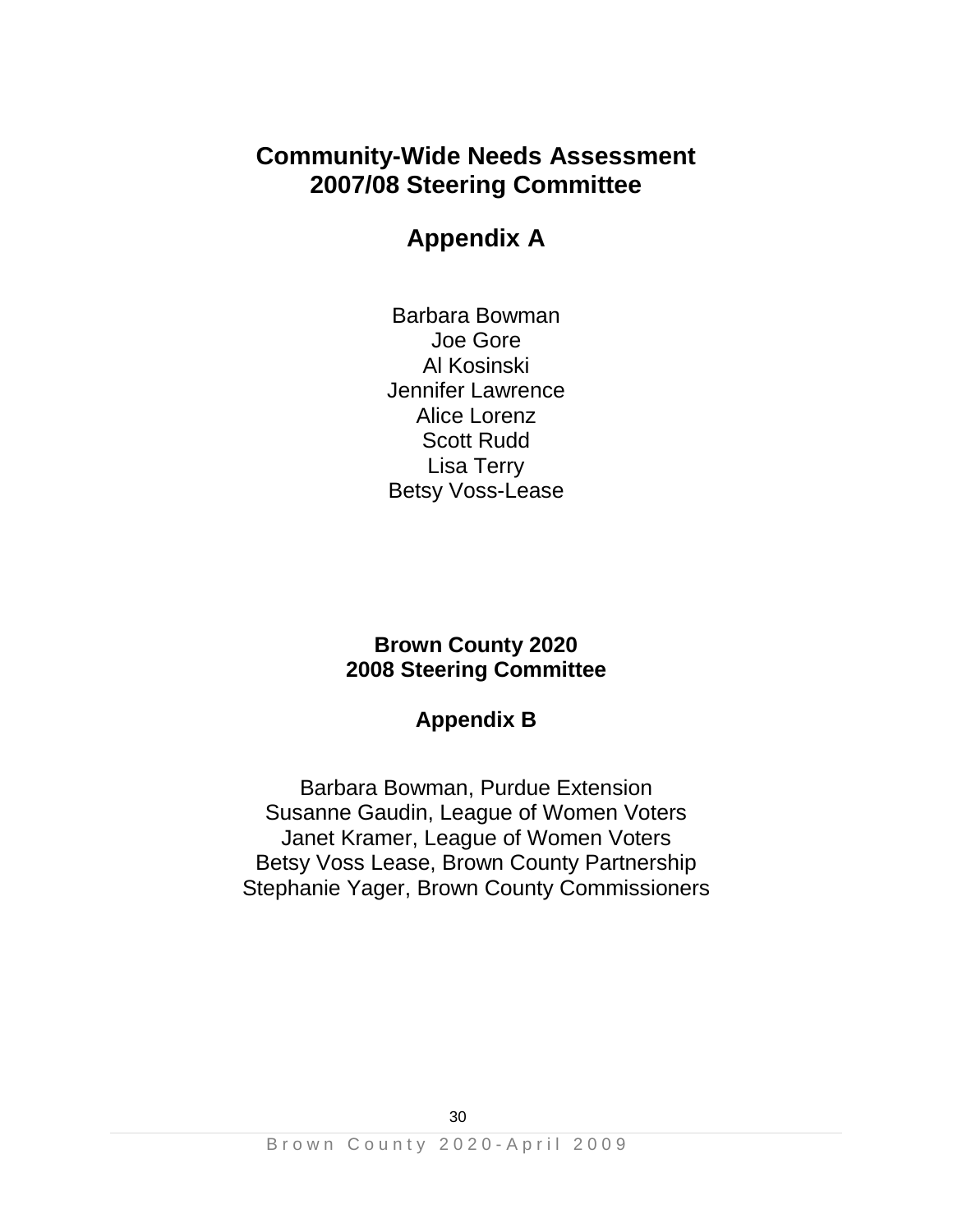# Community-Wide Needs Assessment
# 2007/08 Steering Committee

## Appendix A

Barbara Bowman
Joe Gore
Al Kosinski
Jennifer Lawrence
Alice Lorenz
Scott Rudd
Lisa Terry
Betsy Voss-Lease

# Brown County 2020
# 2008 Steering Committee

## Appendix B

Barbara Bowman, Purdue Extension
Susanne Gaudin, League of Women Voters
Janet Kramer, League of Women Voters
Betsy Voss Lease, Brown County Partnership
Stephanie Yager, Brown County Commissioners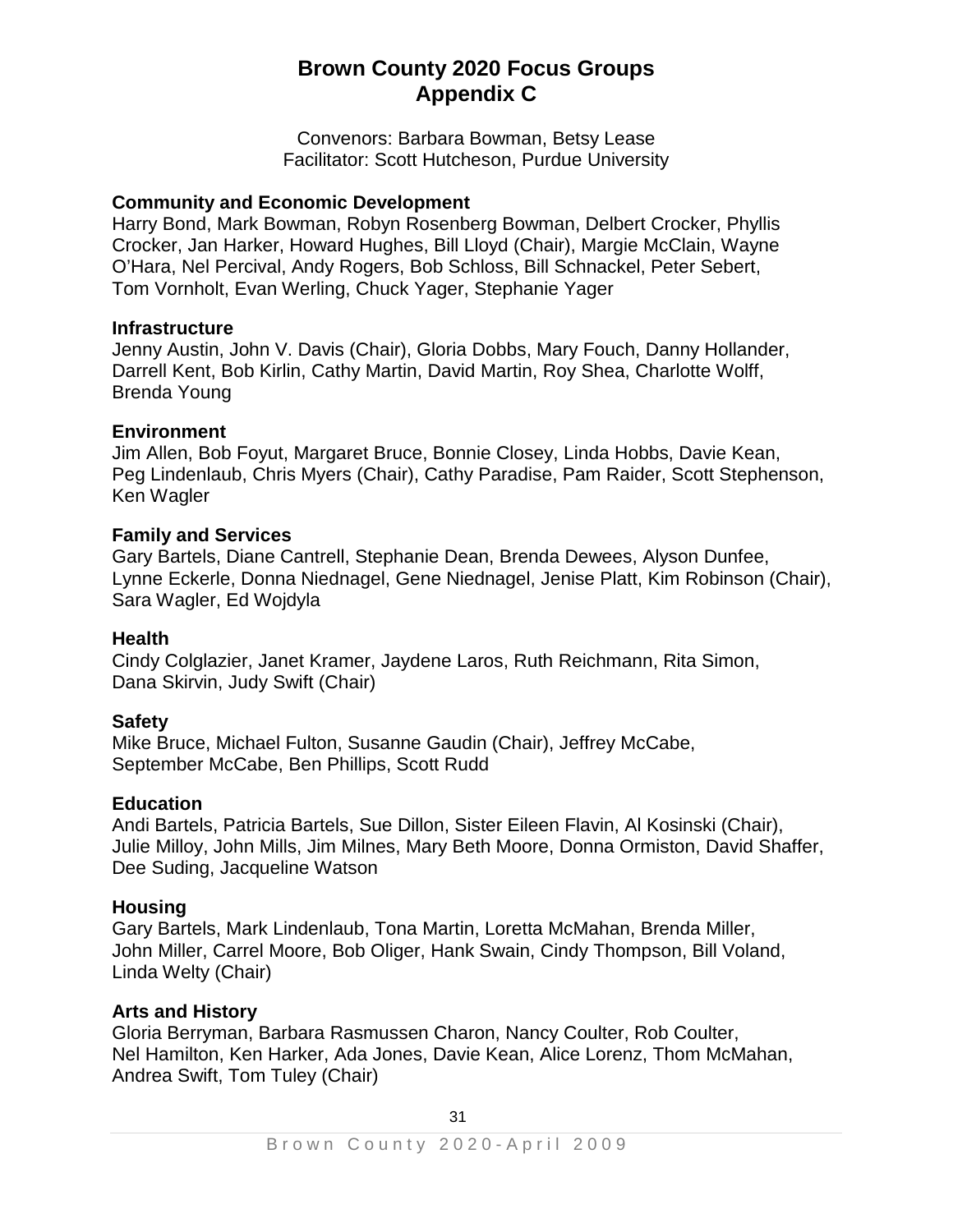# Brown County 2020 Focus Groups
# Appendix C

Convenors: Barbara Bowman, Betsy Lease
Facilitator: Scott Hutcheson, Purdue University

**Community and Economic Development**
Harry Bond, Mark Bowman, Robyn Rosenberg Bowman, Delbert Crocker, Phyllis Crocker, Jan Harker, Howard Hughes, Bill Lloyd (Chair), Margie McClain, Wayne O'Hara, Nel Percival, Andy Rogers, Bob Schloss, Bill Schnackel, Peter Sebert, Tom Vornholt, Evan Werling, Chuck Yager, Stephanie Yager

**Infrastructure**
Jenny Austin, John V. Davis (Chair), Gloria Dobbs, Mary Fouch, Danny Hollander, Darrell Kent, Bob Kirlin, Cathy Martin, David Martin, Roy Shea, Charlotte Wolff, Brenda Young

**Environment**
Jim Allen, Bob Foyut, Margaret Bruce, Bonnie Closey, Linda Hobbs, Davie Kean, Peg Lindenlaub, Chris Myers (Chair), Cathy Paradise, Pam Raider, Scott Stephenson, Ken Wagler

**Family and Services**
Gary Bartels, Diane Cantrell, Stephanie Dean, Brenda Dewees, Alyson Dunfee, Lynne Eckerle, Donna Niednagel, Gene Niednagel, Jenise Platt, Kim Robinson (Chair), Sara Wagler, Ed Wojdyla

**Health**
Cindy Colglazier, Janet Kramer, Jaydene Laros, Ruth Reichmann, Rita Simon, Dana Skirvin, Judy Swift (Chair)

**Safety**
Mike Bruce, Michael Fulton, Susanne Gaudin (Chair), Jeffrey McCabe, September McCabe, Ben Phillips, Scott Rudd

**Education**
Andi Bartels, Patricia Bartels, Sue Dillon, Sister Eileen Flavin, Al Kosinski (Chair), Julie Milloy, John Mills, Jim Milnes, Mary Beth Moore, Donna Ormiston, David Shaffer, Dee Suding, Jacqueline Watson

**Housing**
Gary Bartels, Mark Lindenlaub, Tona Martin, Loretta McMahan, Brenda Miller, John Miller, Carrel Moore, Bob Oliger, Hank Swain, Cindy Thompson, Bill Voland, Linda Welty (Chair)

**Arts and History**
Gloria Berryman, Barbara Rasmussen Charon, Nancy Coulter, Rob Coulter, Nel Hamilton, Ken Harker, Ada Jones, Davie Kean, Alice Lorenz, Thom McMahan, Andrea Swift, Tom Tuley (Chair)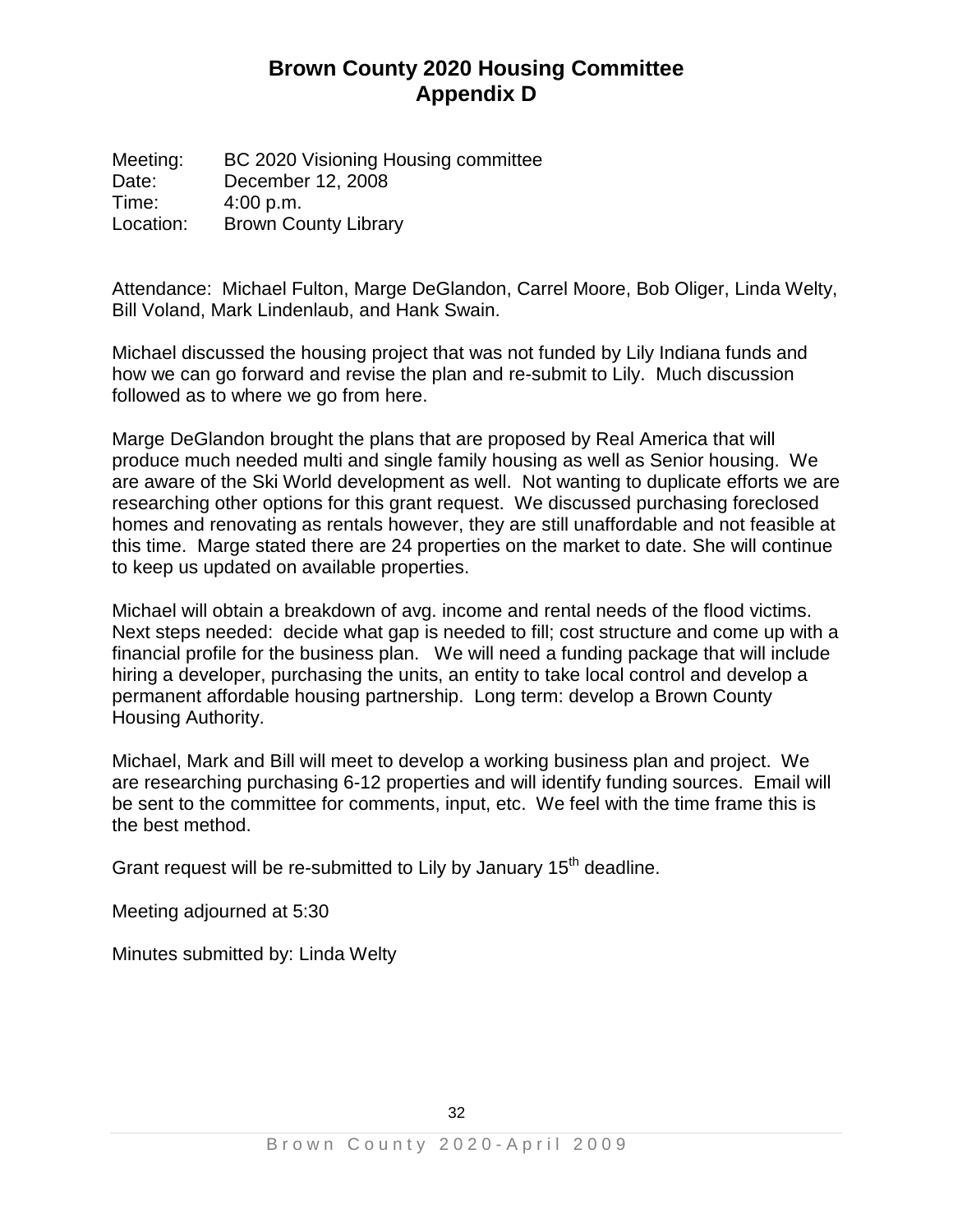# Brown County 2020 Housing Committee
# Appendix D

Meeting: BC 2020 Visioning Housing committee
Date: December 12, 2008
Time: 4:00 p.m.
Location: Brown County Library

Attendance: Michael Fulton, Marge DeGlandon, Carrel Moore, Bob Oliger, Linda Welty, Bill Voland, Mark Lindenlaub, and Hank Swain.

Michael discussed the housing project that was not funded by Lily Indiana funds and how we can go forward and revise the plan and re-submit to Lily. Much discussion followed as to where we go from here.

Marge DeGlandon brought the plans that are proposed by Real America that will produce much needed multi and single family housing as well as Senior housing. We are aware of the Ski World development as well. Not wanting to duplicate efforts we are researching other options for this grant request. We discussed purchasing foreclosed homes and renovating as rentals however, they are still unaffordable and not feasible at this time. Marge stated there are 24 properties on the market to date. She will continue to keep us updated on available properties.

Michael will obtain a breakdown of avg. income and rental needs of the flood victims. Next steps needed: decide what gap is needed to fill; cost structure and come up with a financial profile for the business plan. We will need a funding package that will include hiring a developer, purchasing the units, an entity to take local control and develop a permanent affordable housing partnership. Long term: develop a Brown County Housing Authority.

Michael, Mark and Bill will meet to develop a working business plan and project. We are researching purchasing 6-12 properties and will identify funding sources. Email will be sent to the committee for comments, input, etc. We feel with the time frame this is the best method.

Grant request will be re-submitted to Lily by January 15th deadline.

Meeting adjourned at 5:30

Minutes submitted by: Linda Welty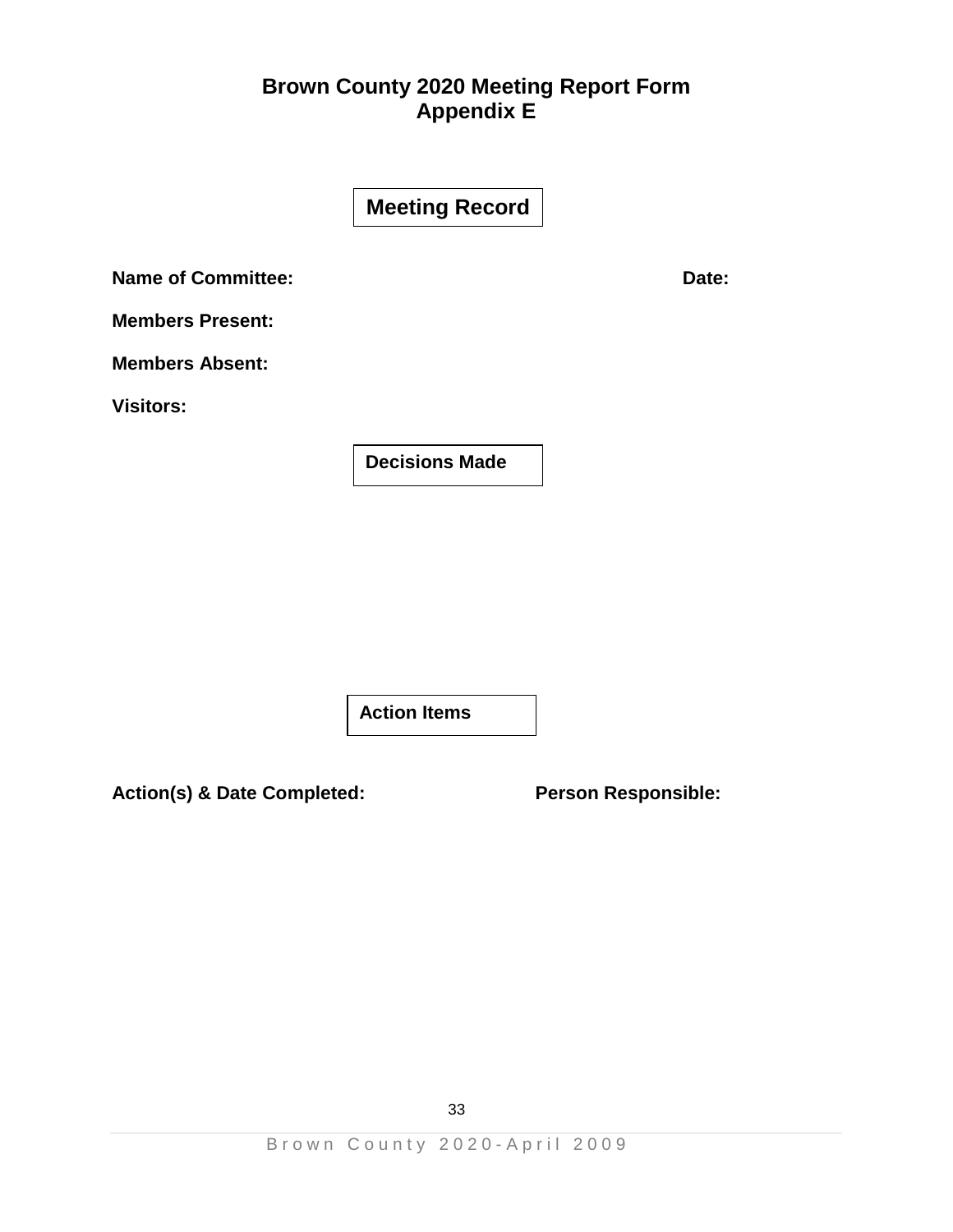# Brown County 2020 Meeting Report Form
## Appendix E

### Meeting Record

**Name of Committee:** **Date:**

**Members Present:**

**Members Absent:**

**Visitors:**

### Decisions Made

### Action Items

**Action(s) & Date Completed:** **Person Responsible:**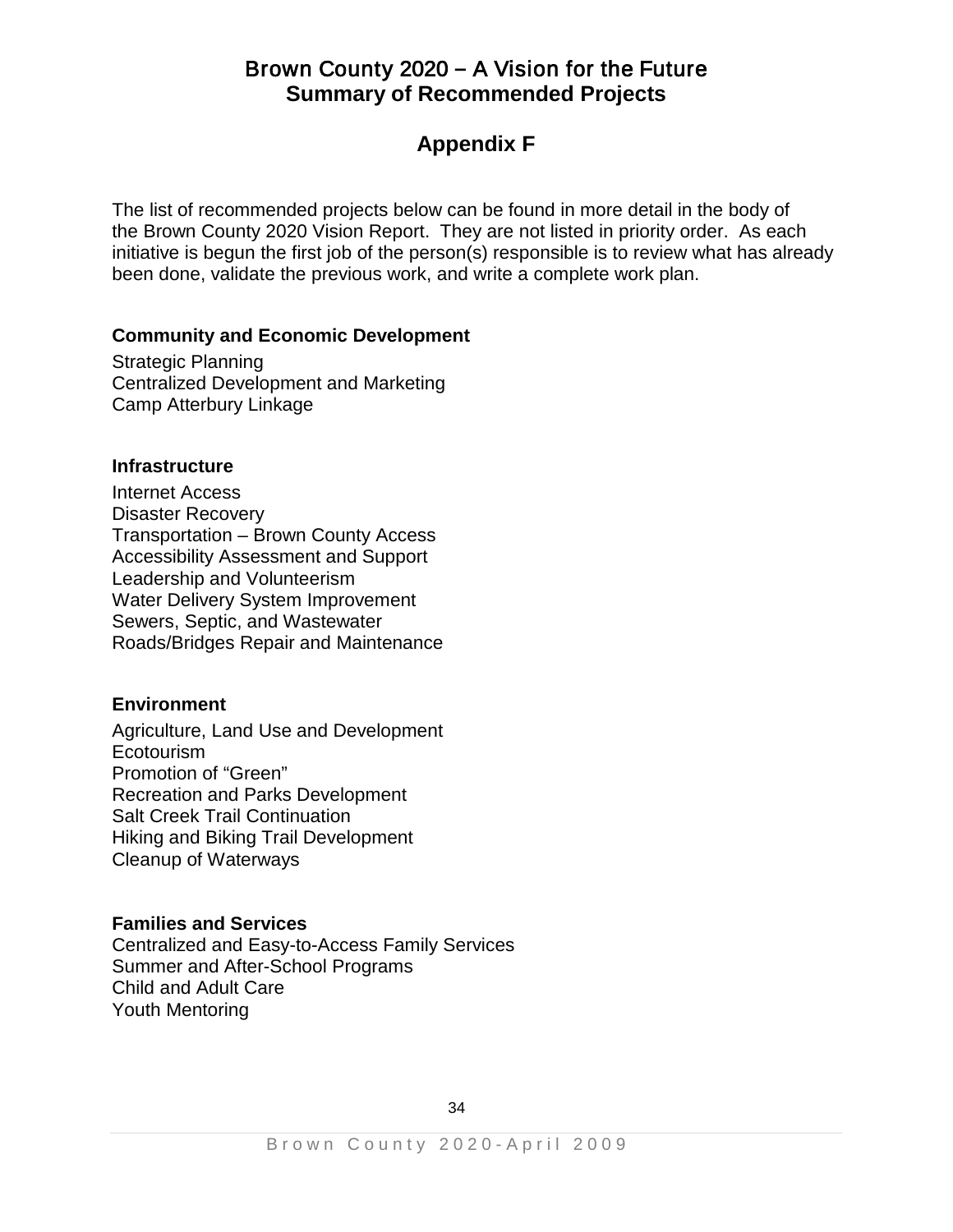# Brown County 2020 – A Vision for the Future
## Summary of Recommended Projects

## Appendix F

The list of recommended projects below can be found in more detail in the body of the Brown County 2020 Vision Report. They are not listed in priority order. As each initiative is begun the first job of the person(s) responsible is to review what has already been done, validate the previous work, and write a complete work plan.

**Community and Economic Development**

Strategic Planning
Centralized Development and Marketing
Camp Atterbury Linkage

**Infrastructure**

Internet Access
Disaster Recovery
Transportation – Brown County Access
Accessibility Assessment and Support
Leadership and Volunteerism
Water Delivery System Improvement
Sewers, Septic, and Wastewater
Roads/Bridges Repair and Maintenance

**Environment**

Agriculture, Land Use and Development
Ecotourism
Promotion of "Green"
Recreation and Parks Development
Salt Creek Trail Continuation
Hiking and Biking Trail Development
Cleanup of Waterways

**Families and Services**

Centralized and Easy-to-Access Family Services
Summer and After-School Programs
Child and Adult Care
Youth Mentoring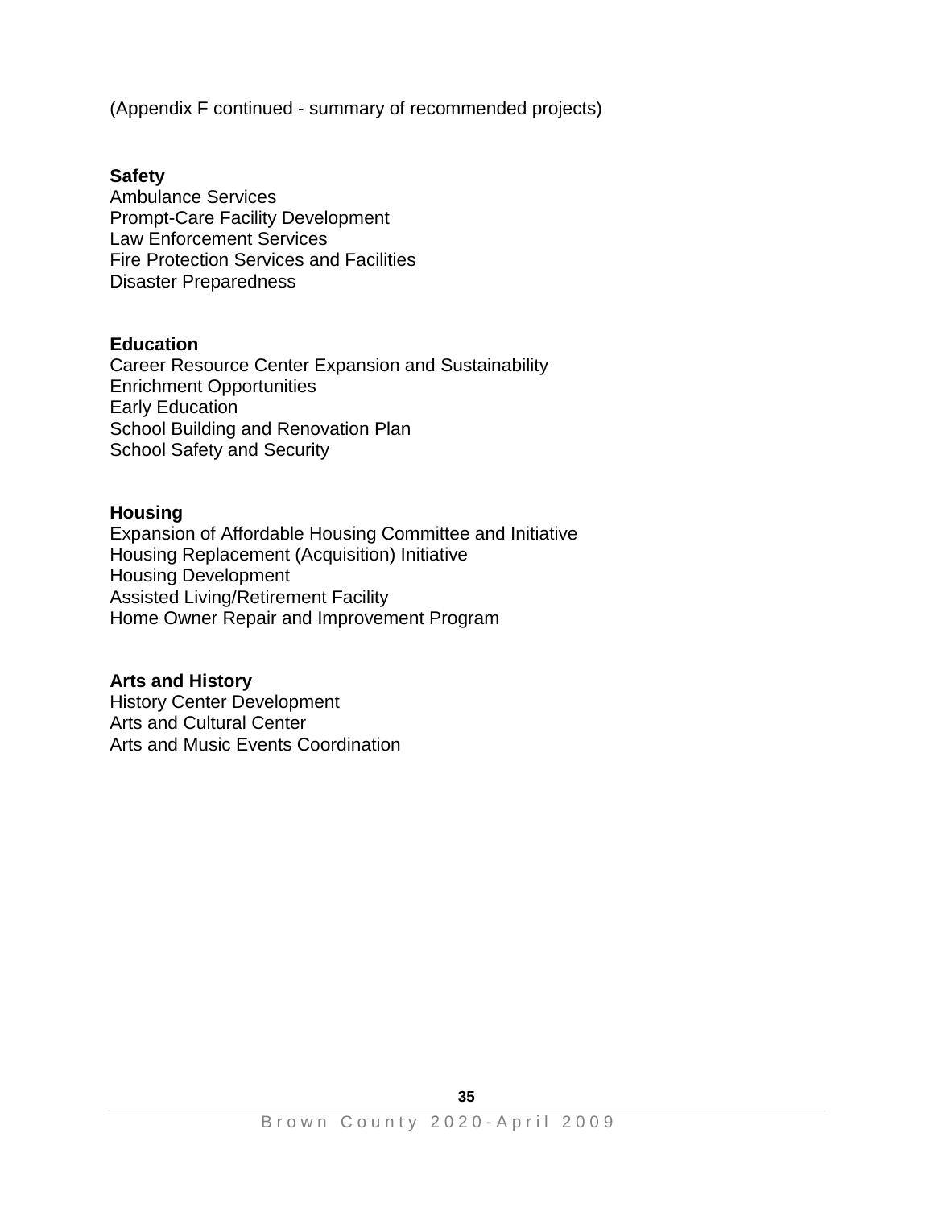(Appendix F continued - summary of recommended projects)

**Safety**
Ambulance Services
Prompt-Care Facility Development
Law Enforcement Services
Fire Protection Services and Facilities
Disaster Preparedness

**Education**
Career Resource Center Expansion and Sustainability
Enrichment Opportunities
Early Education
School Building and Renovation Plan
School Safety and Security

**Housing**
Expansion of Affordable Housing Committee and Initiative
Housing Replacement (Acquisition) Initiative
Housing Development
Assisted Living/Retirement Facility
Home Owner Repair and Improvement Program

**Arts and History**
History Center Development
Arts and Cultural Center
Arts and Music Events Coordination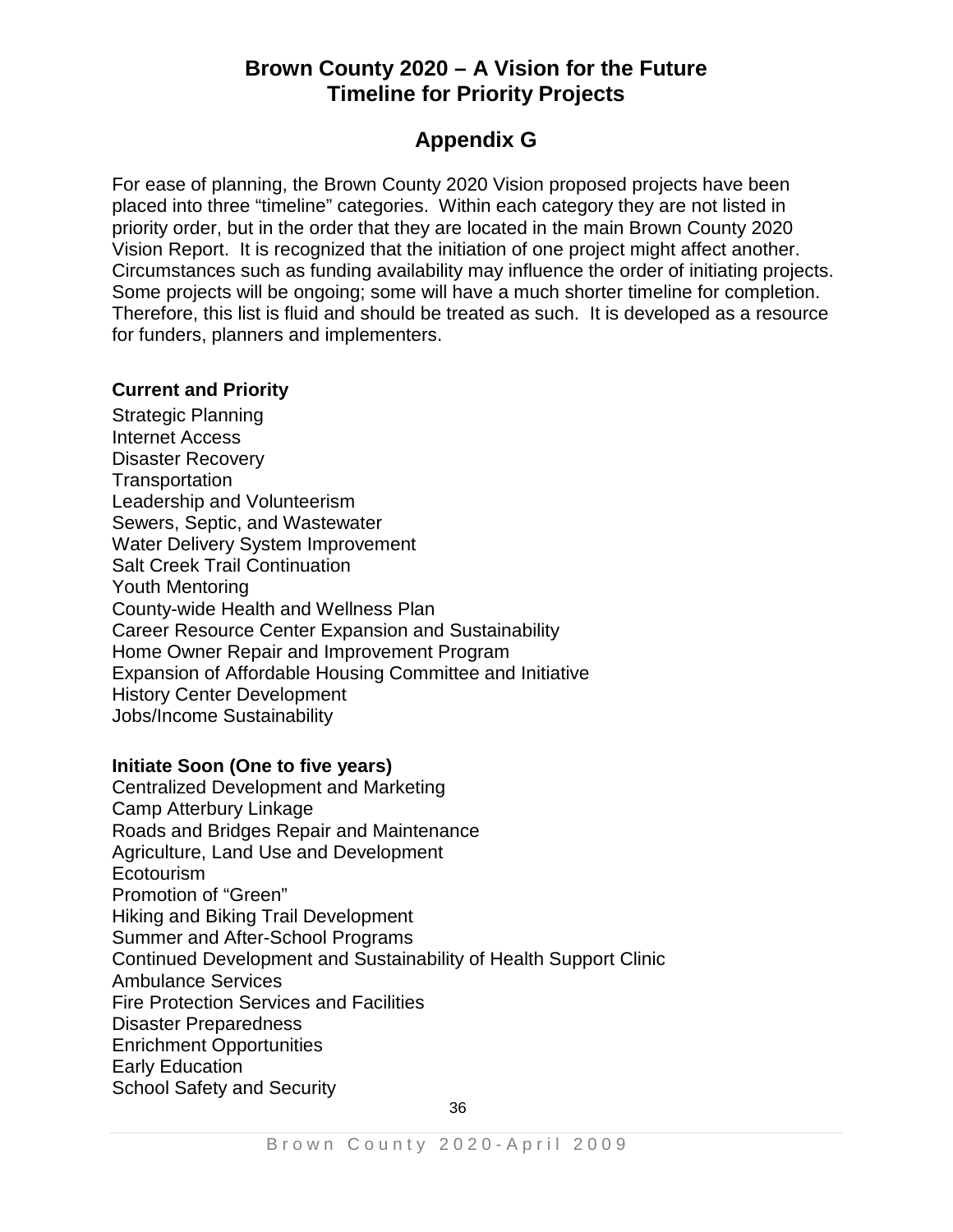# Brown County 2020 – A Vision for the Future
# Timeline for Priority Projects

## Appendix G

For ease of planning, the Brown County 2020 Vision proposed projects have been placed into three "timeline" categories. Within each category they are not listed in priority order, but in the order that they are located in the main Brown County 2020 Vision Report. It is recognized that the initiation of one project might affect another. Circumstances such as funding availability may influence the order of initiating projects. Some projects will be ongoing; some will have a much shorter timeline for completion. Therefore, this list is fluid and should be treated as such. It is developed as a resource for funders, planners and implementers.

**Current and Priority**

Strategic Planning
Internet Access
Disaster Recovery
Transportation
Leadership and Volunteerism
Sewers, Septic, and Wastewater
Water Delivery System Improvement
Salt Creek Trail Continuation
Youth Mentoring
County-wide Health and Wellness Plan
Career Resource Center Expansion and Sustainability
Home Owner Repair and Improvement Program
Expansion of Affordable Housing Committee and Initiative
History Center Development
Jobs/Income Sustainability

**Initiate Soon (One to five years)**

Centralized Development and Marketing
Camp Atterbury Linkage
Roads and Bridges Repair and Maintenance
Agriculture, Land Use and Development
Ecotourism
Promotion of "Green"
Hiking and Biking Trail Development
Summer and After-School Programs
Continued Development and Sustainability of Health Support Clinic
Ambulance Services
Fire Protection Services and Facilities
Disaster Preparedness
Enrichment Opportunities
Early Education
School Safety and Security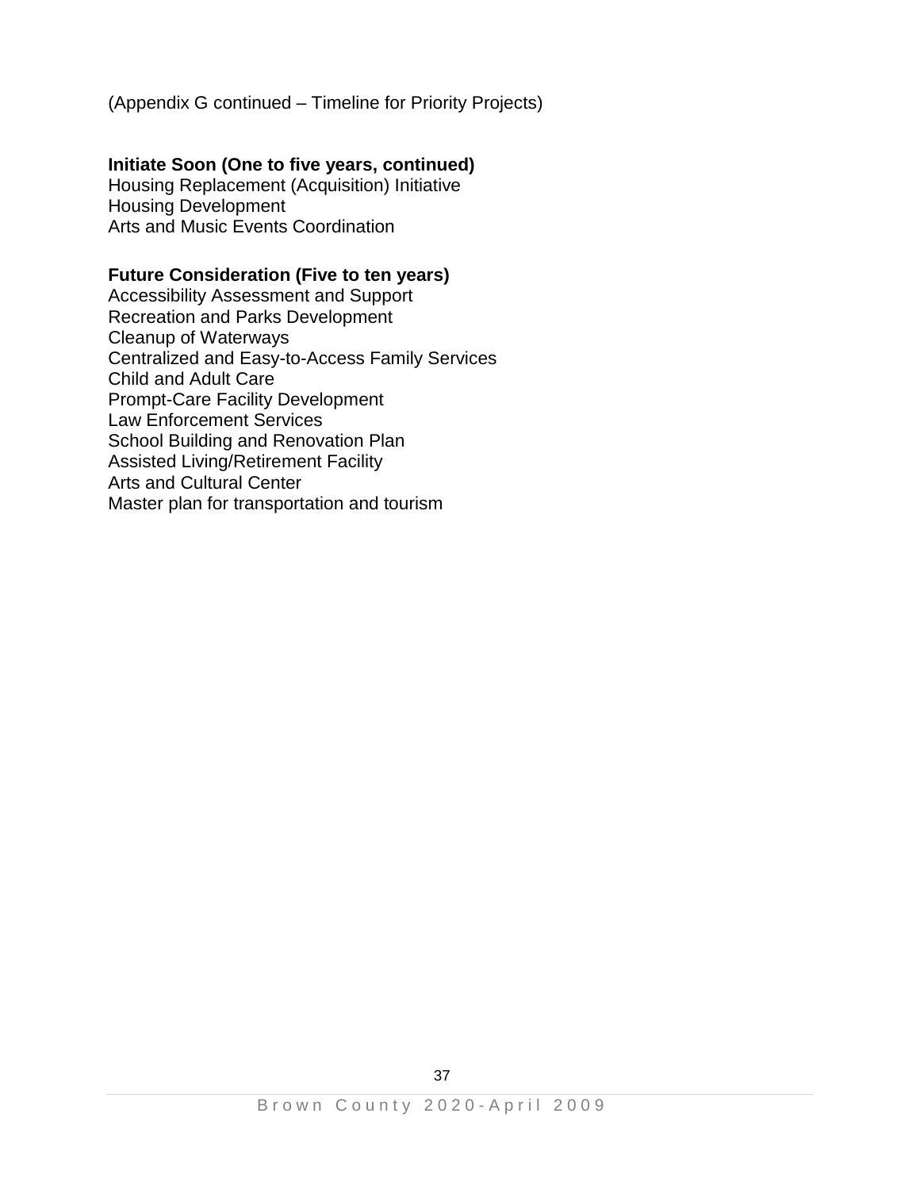(Appendix G continued – Timeline for Priority Projects)

**Initiate Soon (One to five years, continued)**
Housing Replacement (Acquisition) Initiative
Housing Development
Arts and Music Events Coordination

**Future Consideration (Five to ten years)**
Accessibility Assessment and Support
Recreation and Parks Development
Cleanup of Waterways
Centralized and Easy-to-Access Family Services
Child and Adult Care
Prompt-Care Facility Development
Law Enforcement Services
School Building and Renovation Plan
Assisted Living/Retirement Facility
Arts and Cultural Center
Master plan for transportation and tourism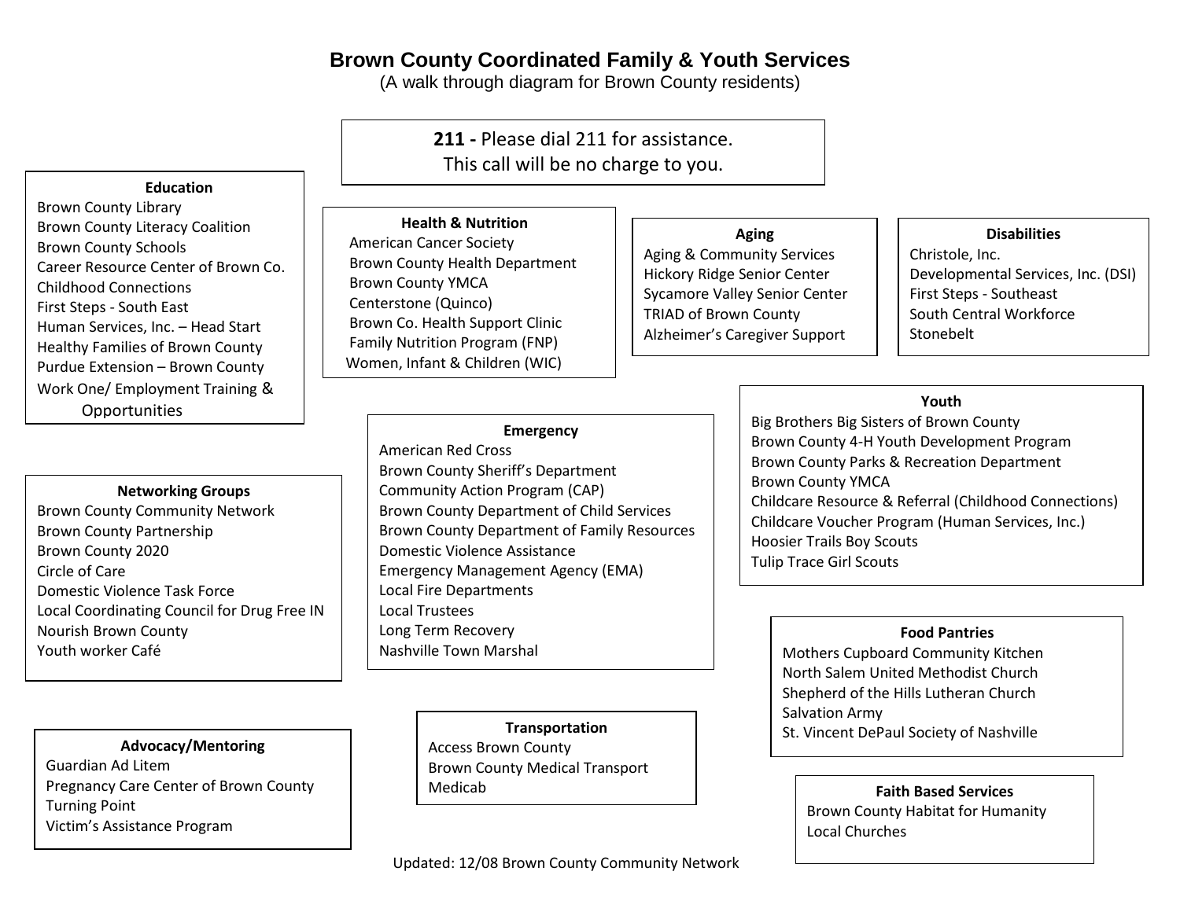# Brown County Coordinated Family & Youth Services

(A walk through diagram for Brown County residents)

**211 -** Please dial 211 for assistance.
This call will be no charge to you.

### Education

Brown County Library
Brown County Literacy Coalition
Brown County Schools
Career Resource Center of Brown Co.
Childhood Connections
First Steps - South East
Human Services, Inc. – Head Start
Healthy Families of Brown County
Purdue Extension – Brown County
Work One/ Employment Training & Opportunities

### Health & Nutrition

American Cancer Society
Brown County Health Department
Brown County YMCA
Centerstone (Quinco)
Brown Co. Health Support Clinic
Family Nutrition Program (FNP)
Women, Infant & Children (WIC)

### Aging

Aging & Community Services
Hickory Ridge Senior Center
Sycamore Valley Senior Center
TRIAD of Brown County
Alzheimer's Caregiver Support

### Disabilities

Christole, Inc.
Developmental Services, Inc. (DSI)
First Steps - Southeast
South Central Workforce
Stonebelt

### Youth

Big Brothers Big Sisters of Brown County
Brown County 4-H Youth Development Program
Brown County Parks & Recreation Department
Brown County YMCA
Childcare Resource & Referral (Childhood Connections)
Childcare Voucher Program (Human Services, Inc.)
Hoosier Trails Boy Scouts
Tulip Trace Girl Scouts

### Networking Groups

Brown County Community Network
Brown County Partnership
Brown County 2020
Circle of Care
Domestic Violence Task Force
Local Coordinating Council for Drug Free IN
Nourish Brown County
Youth worker Café

### Emergency

American Red Cross
Brown County Sheriff's Department
Community Action Program (CAP)
Brown County Department of Child Services
Brown County Department of Family Resources
Domestic Violence Assistance
Emergency Management Agency (EMA)
Local Fire Departments
Local Trustees
Long Term Recovery
Nashville Town Marshal

### Food Pantries

Mothers Cupboard Community Kitchen
North Salem United Methodist Church
Shepherd of the Hills Lutheran Church
Salvation Army
St. Vincent DePaul Society of Nashville

### Advocacy/Mentoring

Guardian Ad Litem
Pregnancy Care Center of Brown County
Turning Point
Victim's Assistance Program

### Transportation

Access Brown County
Brown County Medical Transport
Medicab

### Faith Based Services

Brown County Habitat for Humanity
Local Churches

Updated: 12/08 Brown County Community Network